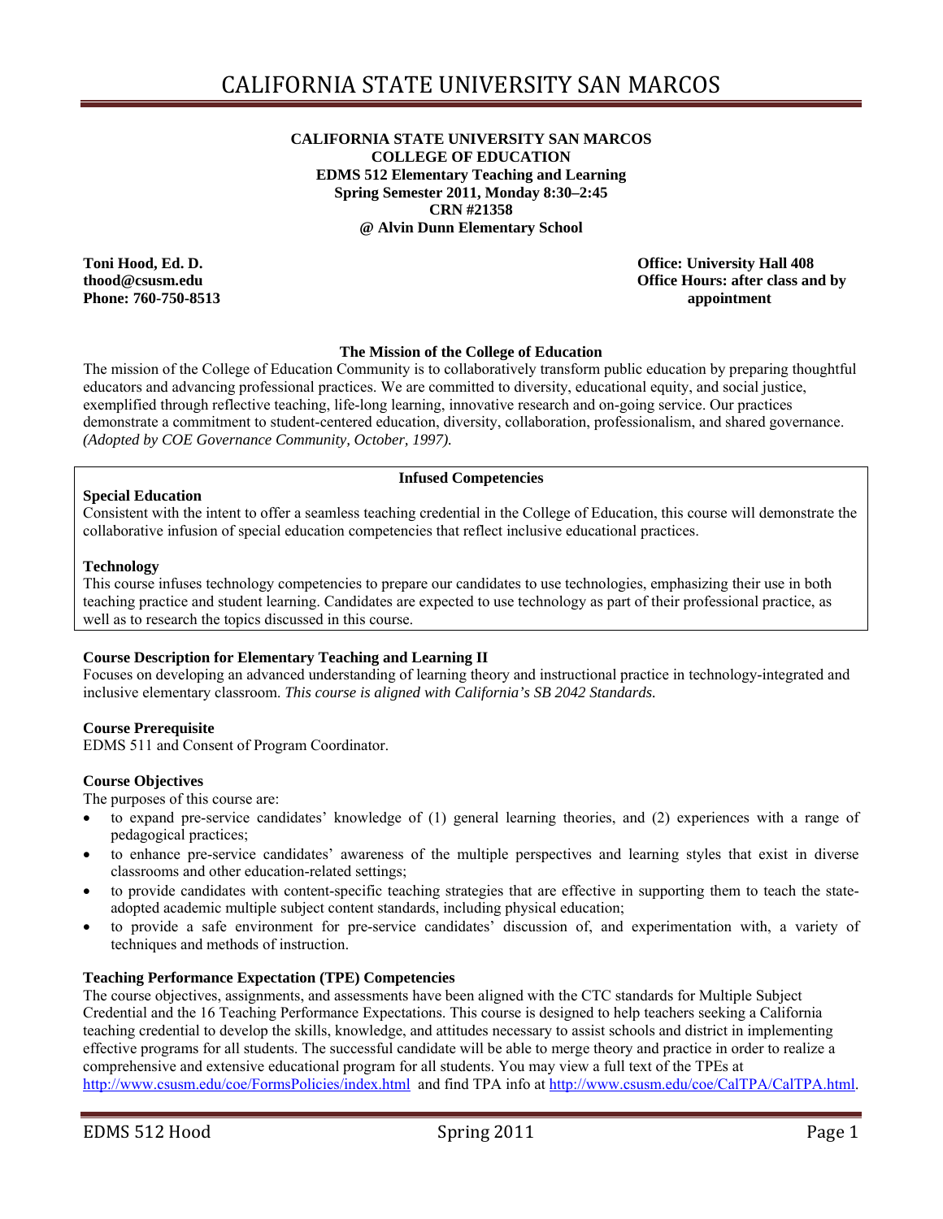# CALIFORNIA STATE UNIVERSITY SAN MARCOS

**CALIFORNIA STATE UNIVERSITY SAN MARCOS**
**COLLEGE OF EDUCATION**
**EDMS 512 Elementary Teaching and Learning**
**Spring Semester 2011, Monday 8:30–2:45**
**CRN #21358**
**@ Alvin Dunn Elementary School**

**Toni Hood, Ed. D.**
**thood@csusm.edu**
**Phone: 760-750-8513**

**Office: University Hall 408**
**Office Hours: after class and by appointment**

**The Mission of the College of Education**

The mission of the College of Education Community is to collaboratively transform public education by preparing thoughtful educators and advancing professional practices. We are committed to diversity, educational equity, and social justice, exemplified through reflective teaching, life-long learning, innovative research and on-going service. Our practices demonstrate a commitment to student-centered education, diversity, collaboration, professionalism, and shared governance. *(Adopted by COE Governance Community, October, 1997).*

**Infused Competencies**

**Special Education**

Consistent with the intent to offer a seamless teaching credential in the College of Education, this course will demonstrate the collaborative infusion of special education competencies that reflect inclusive educational practices.

**Technology**

This course infuses technology competencies to prepare our candidates to use technologies, emphasizing their use in both teaching practice and student learning. Candidates are expected to use technology as part of their professional practice, as well as to research the topics discussed in this course.

**Course Description for Elementary Teaching and Learning II**

Focuses on developing an advanced understanding of learning theory and instructional practice in technology-integrated and inclusive elementary classroom. *This course is aligned with California's SB 2042 Standards.*

**Course Prerequisite**

EDMS 511 and Consent of Program Coordinator.

**Course Objectives**

The purposes of this course are:

- to expand pre-service candidates' knowledge of (1) general learning theories, and (2) experiences with a range of pedagogical practices;
- to enhance pre-service candidates' awareness of the multiple perspectives and learning styles that exist in diverse classrooms and other education-related settings;
- to provide candidates with content-specific teaching strategies that are effective in supporting them to teach the state-adopted academic multiple subject content standards, including physical education;
- to provide a safe environment for pre-service candidates' discussion of, and experimentation with, a variety of techniques and methods of instruction.

**Teaching Performance Expectation (TPE) Competencies**

The course objectives, assignments, and assessments have been aligned with the CTC standards for Multiple Subject Credential and the 16 Teaching Performance Expectations. This course is designed to help teachers seeking a California teaching credential to develop the skills, knowledge, and attitudes necessary to assist schools and district in implementing effective programs for all students. The successful candidate will be able to merge theory and practice in order to realize a comprehensive and extensive educational program for all students. You may view a full text of the TPEs at http://www.csusm.edu/coe/FormsPolicies/index.html and find TPA info at http://www.csusm.edu/coe/CalTPA/CalTPA.html.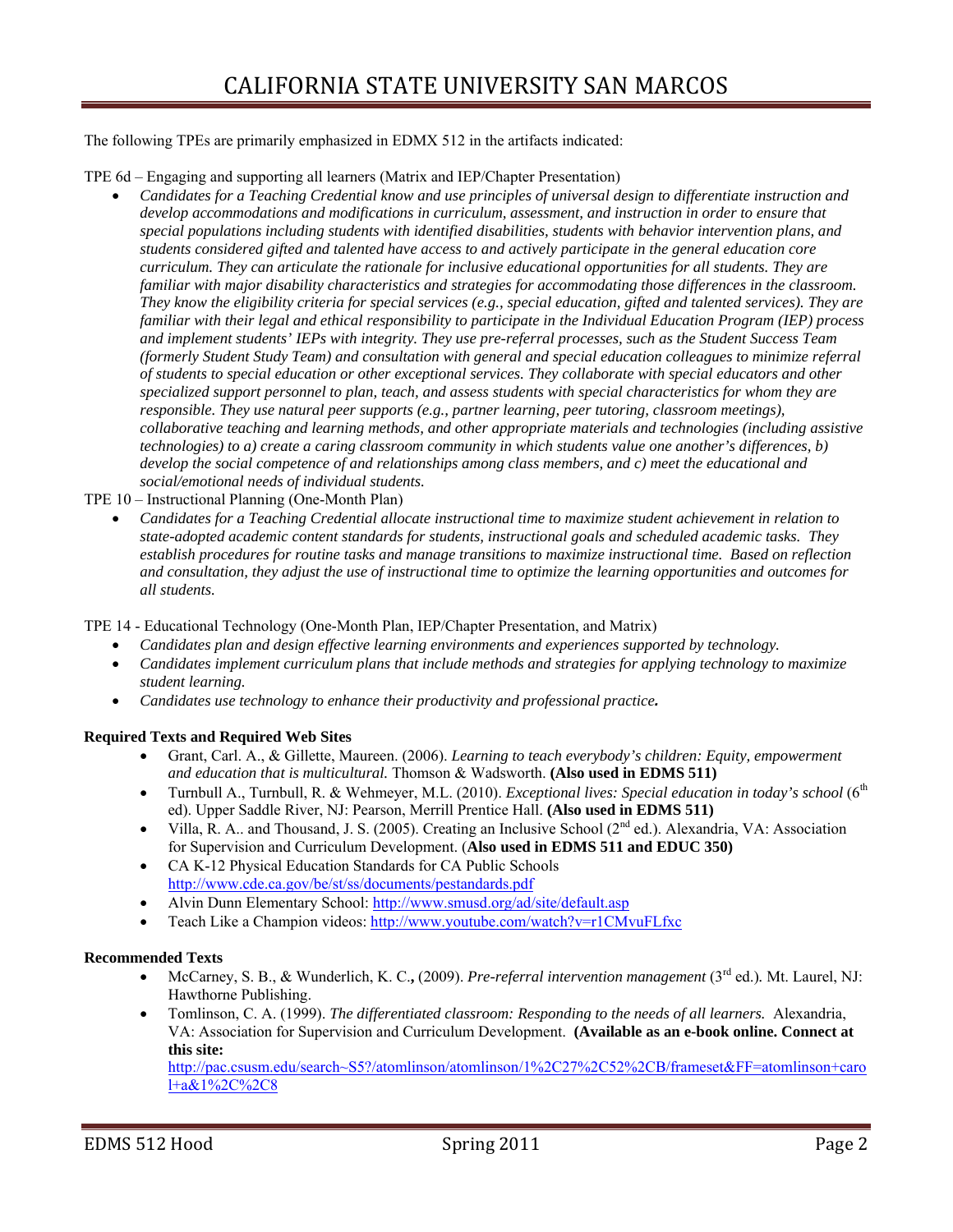The following TPEs are primarily emphasized in EDMX 512 in the artifacts indicated:

TPE 6d – Engaging and supporting all learners (Matrix and IEP/Chapter Presentation)

- *Candidates for a Teaching Credential know and use principles of universal design to differentiate instruction and develop accommodations and modifications in curriculum, assessment, and instruction in order to ensure that special populations including students with identified disabilities, students with behavior intervention plans, and students considered gifted and talented have access to and actively participate in the general education core curriculum. They can articulate the rationale for inclusive educational opportunities for all students. They are familiar with major disability characteristics and strategies for accommodating those differences in the classroom. They know the eligibility criteria for special services (e.g., special education, gifted and talented services). They are familiar with their legal and ethical responsibility to participate in the Individual Education Program (IEP) process and implement students' IEPs with integrity. They use pre-referral processes, such as the Student Success Team (formerly Student Study Team) and consultation with general and special education colleagues to minimize referral of students to special education or other exceptional services. They collaborate with special educators and other specialized support personnel to plan, teach, and assess students with special characteristics for whom they are responsible. They use natural peer supports (e.g., partner learning, peer tutoring, classroom meetings), collaborative teaching and learning methods, and other appropriate materials and technologies (including assistive technologies) to a) create a caring classroom community in which students value one another's differences, b) develop the social competence of and relationships among class members, and c) meet the educational and social/emotional needs of individual students.*

TPE 10 – Instructional Planning (One-Month Plan)

- *Candidates for a Teaching Credential allocate instructional time to maximize student achievement in relation to state-adopted academic content standards for students, instructional goals and scheduled academic tasks. They establish procedures for routine tasks and manage transitions to maximize instructional time. Based on reflection and consultation, they adjust the use of instructional time to optimize the learning opportunities and outcomes for all students.*

TPE 14 - Educational Technology (One-Month Plan, IEP/Chapter Presentation, and Matrix)

- *Candidates plan and design effective learning environments and experiences supported by technology.*
- *Candidates implement curriculum plans that include methods and strategies for applying technology to maximize student learning.*
- *Candidates use technology to enhance their productivity and professional practice.*

**Required Texts and Required Web Sites**

- Grant, Carl. A., & Gillette, Maureen. (2006). *Learning to teach everybody's children: Equity, empowerment and education that is multicultural.* Thomson & Wadsworth. **(Also used in EDMS 511)**
- Turnbull A., Turnbull, R. & Wehmeyer, M.L. (2010). *Exceptional lives: Special education in today's school* (6th ed). Upper Saddle River, NJ: Pearson, Merrill Prentice Hall. **(Also used in EDMS 511)**
- Villa, R. A.. and Thousand, J. S. (2005). Creating an Inclusive School (2nd ed.). Alexandria, VA: Association for Supervision and Curriculum Development. (**Also used in EDMS 511 and EDUC 350)**
- CA K-12 Physical Education Standards for CA Public Schools http://www.cde.ca.gov/be/st/ss/documents/pestandards.pdf
- Alvin Dunn Elementary School: http://www.smusd.org/ad/site/default.asp
- Teach Like a Champion videos: http://www.youtube.com/watch?v=r1CMvuFLfxc

**Recommended Texts**

- McCarney, S. B., & Wunderlich, K. C.**,** (2009). *Pre-referral intervention management* (3rd ed.). Mt. Laurel, NJ: Hawthorne Publishing.
- Tomlinson, C. A. (1999). *The differentiated classroom: Responding to the needs of all learners.* Alexandria, VA: Association for Supervision and Curriculum Development. **(Available as an e-book online. Connect at this site:** http://pac.csusm.edu/search~S5?/atomlinson/atomlinson/1%2C27%2C52%2CB/frameset&FF=atomlinson+carol+a&1%2C%2C8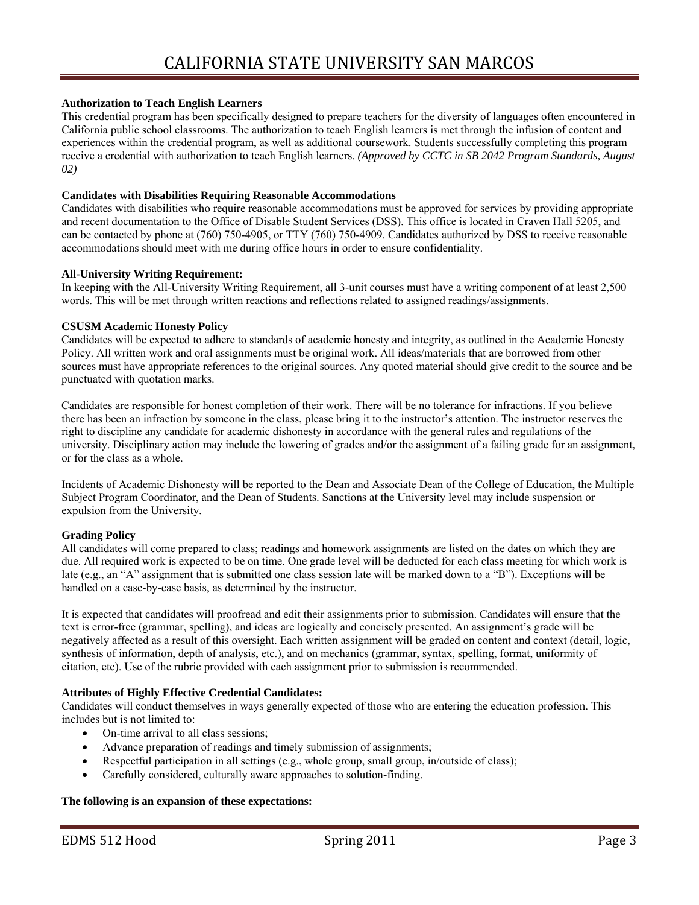**Authorization to Teach English Learners**

This credential program has been specifically designed to prepare teachers for the diversity of languages often encountered in California public school classrooms. The authorization to teach English learners is met through the infusion of content and experiences within the credential program, as well as additional coursework. Students successfully completing this program receive a credential with authorization to teach English learners. *(Approved by CCTC in SB 2042 Program Standards, August 02)*

**Candidates with Disabilities Requiring Reasonable Accommodations**

Candidates with disabilities who require reasonable accommodations must be approved for services by providing appropriate and recent documentation to the Office of Disable Student Services (DSS). This office is located in Craven Hall 5205, and can be contacted by phone at (760) 750-4905, or TTY (760) 750-4909. Candidates authorized by DSS to receive reasonable accommodations should meet with me during office hours in order to ensure confidentiality.

**All-University Writing Requirement:**

In keeping with the All-University Writing Requirement, all 3-unit courses must have a writing component of at least 2,500 words. This will be met through written reactions and reflections related to assigned readings/assignments.

**CSUSM Academic Honesty Policy**

Candidates will be expected to adhere to standards of academic honesty and integrity, as outlined in the Academic Honesty Policy. All written work and oral assignments must be original work. All ideas/materials that are borrowed from other sources must have appropriate references to the original sources. Any quoted material should give credit to the source and be punctuated with quotation marks.

Candidates are responsible for honest completion of their work. There will be no tolerance for infractions. If you believe there has been an infraction by someone in the class, please bring it to the instructor's attention. The instructor reserves the right to discipline any candidate for academic dishonesty in accordance with the general rules and regulations of the university. Disciplinary action may include the lowering of grades and/or the assignment of a failing grade for an assignment, or for the class as a whole.

Incidents of Academic Dishonesty will be reported to the Dean and Associate Dean of the College of Education, the Multiple Subject Program Coordinator, and the Dean of Students. Sanctions at the University level may include suspension or expulsion from the University.

**Grading Policy**

All candidates will come prepared to class; readings and homework assignments are listed on the dates on which they are due. All required work is expected to be on time. One grade level will be deducted for each class meeting for which work is late (e.g., an "A" assignment that is submitted one class session late will be marked down to a "B"). Exceptions will be handled on a case-by-case basis, as determined by the instructor.

It is expected that candidates will proofread and edit their assignments prior to submission. Candidates will ensure that the text is error-free (grammar, spelling), and ideas are logically and concisely presented. An assignment's grade will be negatively affected as a result of this oversight. Each written assignment will be graded on content and context (detail, logic, synthesis of information, depth of analysis, etc.), and on mechanics (grammar, syntax, spelling, format, uniformity of citation, etc). Use of the rubric provided with each assignment prior to submission is recommended.

**Attributes of Highly Effective Credential Candidates:**

Candidates will conduct themselves in ways generally expected of those who are entering the education profession. This includes but is not limited to:

- On-time arrival to all class sessions;
- Advance preparation of readings and timely submission of assignments;
- Respectful participation in all settings (e.g., whole group, small group, in/outside of class);
- Carefully considered, culturally aware approaches to solution-finding.

**The following is an expansion of these expectations:**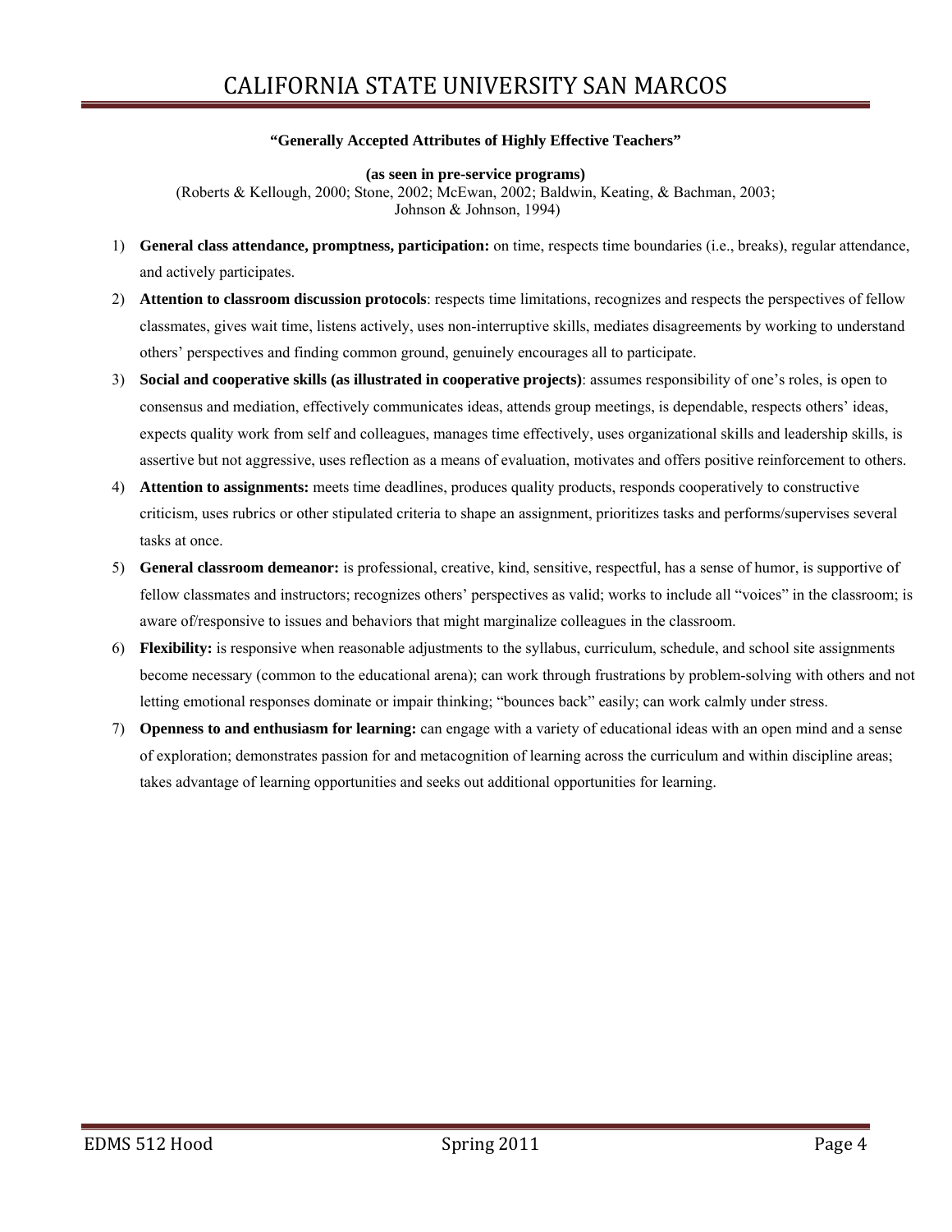**"Generally Accepted Attributes of Highly Effective Teachers"**

**(as seen in pre-service programs)**
(Roberts & Kellough, 2000; Stone, 2002; McEwan, 2002; Baldwin, Keating, & Bachman, 2003; Johnson & Johnson, 1994)

1) **General class attendance, promptness, participation:** on time, respects time boundaries (i.e., breaks), regular attendance, and actively participates.
2) **Attention to classroom discussion protocols**: respects time limitations, recognizes and respects the perspectives of fellow classmates, gives wait time, listens actively, uses non-interruptive skills, mediates disagreements by working to understand others' perspectives and finding common ground, genuinely encourages all to participate.
3) **Social and cooperative skills (as illustrated in cooperative projects)**: assumes responsibility of one's roles, is open to consensus and mediation, effectively communicates ideas, attends group meetings, is dependable, respects others' ideas, expects quality work from self and colleagues, manages time effectively, uses organizational skills and leadership skills, is assertive but not aggressive, uses reflection as a means of evaluation, motivates and offers positive reinforcement to others.
4) **Attention to assignments:** meets time deadlines, produces quality products, responds cooperatively to constructive criticism, uses rubrics or other stipulated criteria to shape an assignment, prioritizes tasks and performs/supervises several tasks at once.
5) **General classroom demeanor:** is professional, creative, kind, sensitive, respectful, has a sense of humor, is supportive of fellow classmates and instructors; recognizes others' perspectives as valid; works to include all "voices" in the classroom; is aware of/responsive to issues and behaviors that might marginalize colleagues in the classroom.
6) **Flexibility:** is responsive when reasonable adjustments to the syllabus, curriculum, schedule, and school site assignments become necessary (common to the educational arena); can work through frustrations by problem-solving with others and not letting emotional responses dominate or impair thinking; "bounces back" easily; can work calmly under stress.
7) **Openness to and enthusiasm for learning:** can engage with a variety of educational ideas with an open mind and a sense of exploration; demonstrates passion for and metacognition of learning across the curriculum and within discipline areas; takes advantage of learning opportunities and seeks out additional opportunities for learning.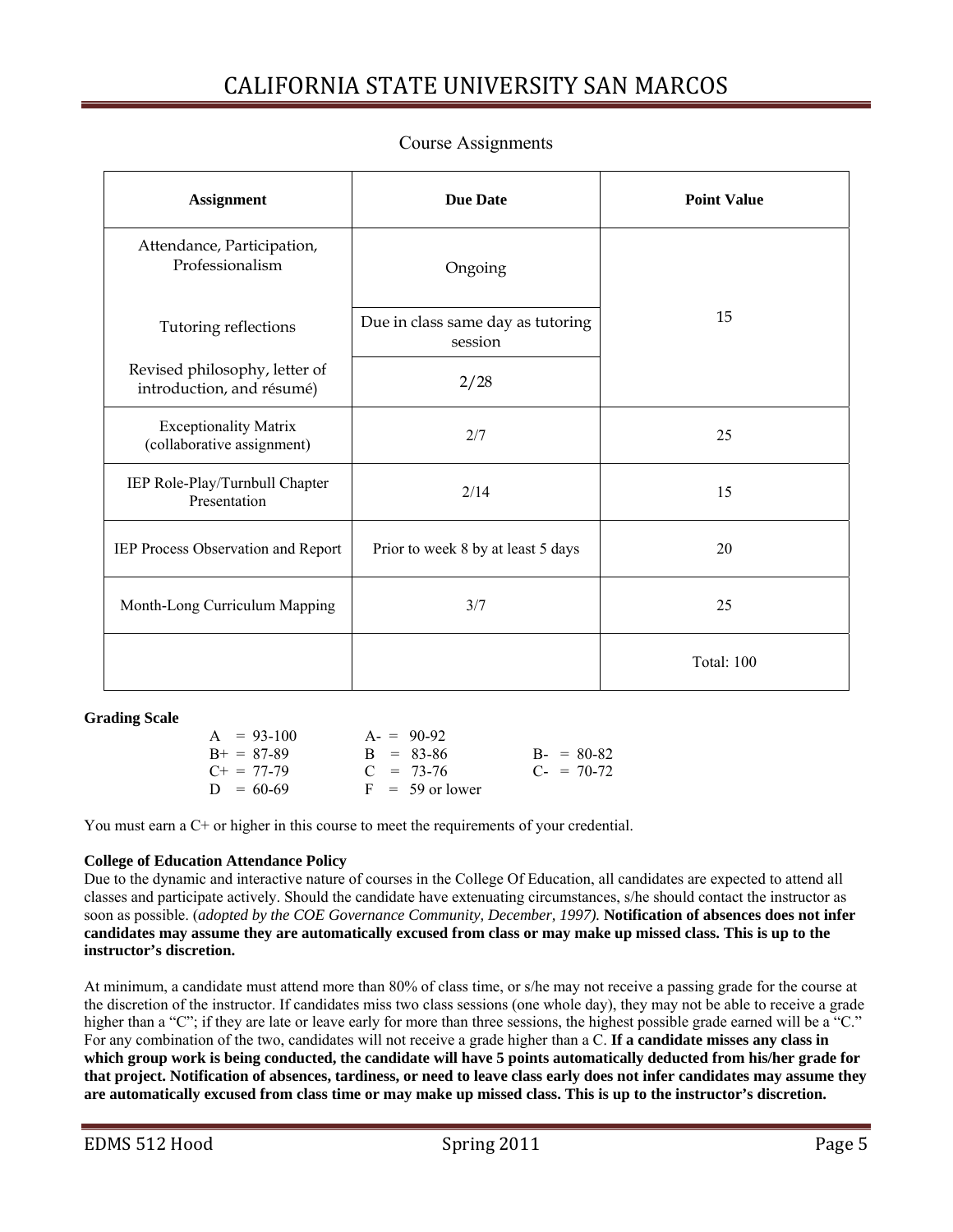## Course Assignments

| Assignment | Due Date | Point Value |
|---|---|---|
| Attendance, Participation, Professionalism | Ongoing | 15 |
| Tutoring reflections | Due in class same day as tutoring session | |
| Revised philosophy, letter of introduction, and résumé) | 2/28 | |
| Exceptionality Matrix (collaborative assignment) | 2/7 | 25 |
| IEP Role-Play/Turnbull Chapter Presentation | 2/14 | 15 |
| IEP Process Observation and Report | Prior to week 8 by at least 5 days | 20 |
| Month-Long Curriculum Mapping | 3/7 | 25 |
| | | Total: 100 |

**Grading Scale**

| | | |
|---|---|---|
| A = 93-100 | A- = 90-92 | |
| B+ = 87-89 | B = 83-86 | B- = 80-82 |
| C+ = 77-79 | C = 73-76 | C- = 70-72 |
| D = 60-69 | F = 59 or lower | |

You must earn a C+ or higher in this course to meet the requirements of your credential.

**College of Education Attendance Policy**

Due to the dynamic and interactive nature of courses in the College Of Education, all candidates are expected to attend all classes and participate actively. Should the candidate have extenuating circumstances, s/he should contact the instructor as soon as possible. (*adopted by the COE Governance Community, December, 1997).* **Notification of absences does not infer candidates may assume they are automatically excused from class or may make up missed class. This is up to the instructor's discretion.**

At minimum, a candidate must attend more than 80% of class time, or s/he may not receive a passing grade for the course at the discretion of the instructor. If candidates miss two class sessions (one whole day), they may not be able to receive a grade higher than a "C"; if they are late or leave early for more than three sessions, the highest possible grade earned will be a "C." For any combination of the two, candidates will not receive a grade higher than a C. **If a candidate misses any class in which group work is being conducted, the candidate will have 5 points automatically deducted from his/her grade for that project. Notification of absences, tardiness, or need to leave class early does not infer candidates may assume they are automatically excused from class time or may make up missed class. This is up to the instructor's discretion.**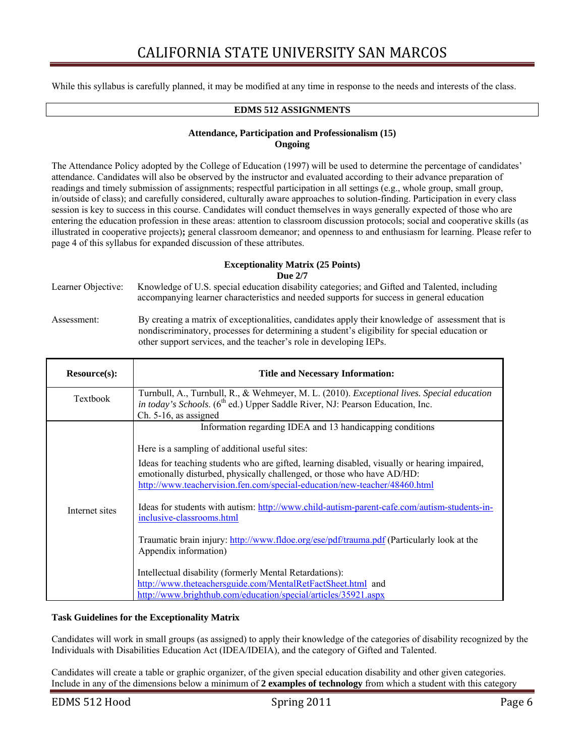While this syllabus is carefully planned, it may be modified at any time in response to the needs and interests of the class.

## EDMS 512 ASSIGNMENTS

### Attendance, Participation and Professionalism (15)
**Ongoing**

The Attendance Policy adopted by the College of Education (1997) will be used to determine the percentage of candidates' attendance. Candidates will also be observed by the instructor and evaluated according to their advance preparation of readings and timely submission of assignments; respectful participation in all settings (e.g., whole group, small group, in/outside of class); and carefully considered, culturally aware approaches to solution-finding. Participation in every class session is key to success in this course. Candidates will conduct themselves in ways generally expected of those who are entering the education profession in these areas: attention to classroom discussion protocols; social and cooperative skills (as illustrated in cooperative projects)**;** general classroom demeanor; and openness to and enthusiasm for learning. Please refer to page 4 of this syllabus for expanded discussion of these attributes.

### Exceptionality Matrix (25 Points)
**Due 2/7**

Learner Objective: Knowledge of U.S. special education disability categories; and Gifted and Talented, including accompanying learner characteristics and needed supports for success in general education

Assessment: By creating a matrix of exceptionalities, candidates apply their knowledge of assessment that is nondiscriminatory, processes for determining a student's eligibility for special education or other support services, and the teacher's role in developing IEPs.

| Resource(s): | Title and Necessary Information: |
|---|---|
| Textbook | Turnbull, A., Turnbull, R., & Wehmeyer, M. L. (2010). *Exceptional lives. Special education in today's Schools*. (6th ed.) Upper Saddle River, NJ: Pearson Education, Inc. Ch. 5-16, as assigned |
| Internet sites | Information regarding IDEA and 13 handicapping conditions<br><br>Here is a sampling of additional useful sites:<br><br>Ideas for teaching students who are gifted, learning disabled, visually or hearing impaired, emotionally disturbed, physically challenged, or those who have AD/HD: http://www.teachervision.fen.com/special-education/new-teacher/48460.html<br><br>Ideas for students with autism: http://www.child-autism-parent-cafe.com/autism-students-in-inclusive-classrooms.html<br><br>Traumatic brain injury: http://www.fldoe.org/ese/pdf/trauma.pdf (Particularly look at the Appendix information)<br><br>Intellectual disability (formerly Mental Retardations): http://www.theteachersguide.com/MentalRetFactSheet.html and http://www.brighthub.com/education/special/articles/35921.aspx |

**Task Guidelines for the Exceptionality Matrix**

Candidates will work in small groups (as assigned) to apply their knowledge of the categories of disability recognized by the Individuals with Disabilities Education Act (IDEA/IDEIA), and the category of Gifted and Talented.

Candidates will create a table or graphic organizer, of the given special education disability and other given categories. Include in any of the dimensions below a minimum of **2 examples of technology** from which a student with this category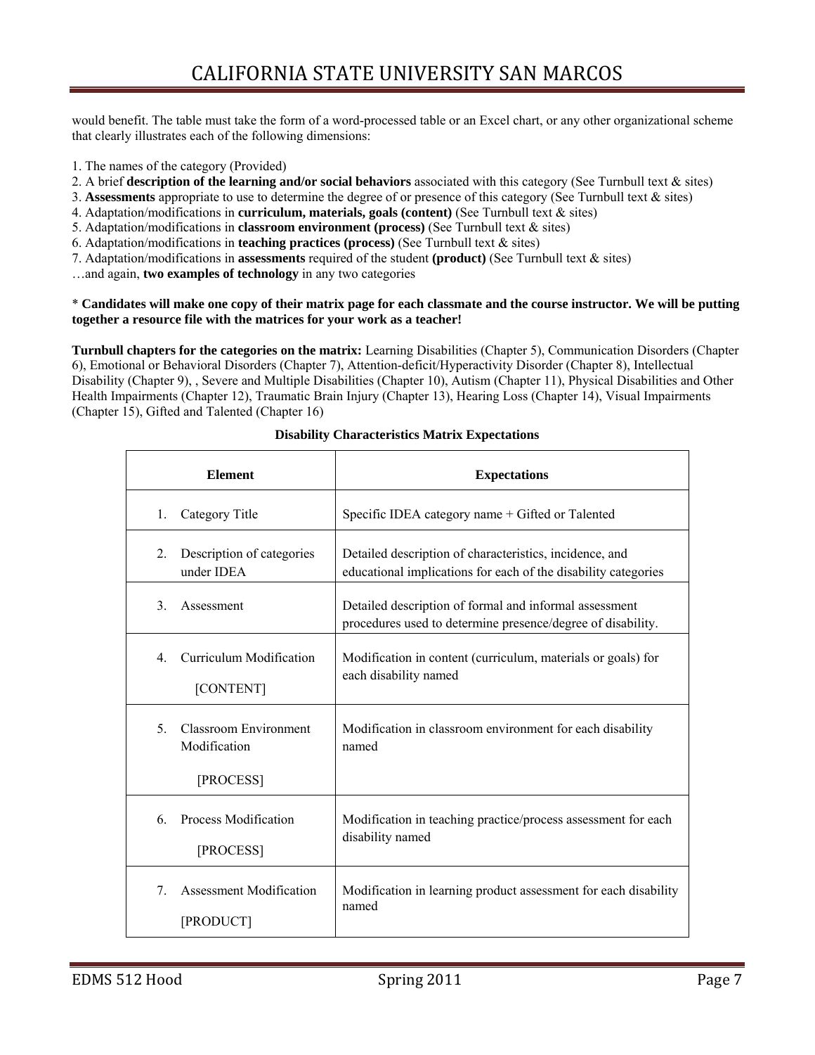would benefit. The table must take the form of a word-processed table or an Excel chart, or any other organizational scheme that clearly illustrates each of the following dimensions:

1. The names of the category (Provided)
2. A brief **description of the learning and/or social behaviors** associated with this category (See Turnbull text & sites)
3. **Assessments** appropriate to use to determine the degree of or presence of this category (See Turnbull text & sites)
4. Adaptation/modifications in **curriculum, materials, goals (content)** (See Turnbull text & sites)
5. Adaptation/modifications in **classroom environment (process)** (See Turnbull text & sites)
6. Adaptation/modifications in **teaching practices (process)** (See Turnbull text & sites)
7. Adaptation/modifications in **assessments** required of the student **(product)** (See Turnbull text & sites)

…and again, **two examples of technology** in any two categories

\* **Candidates will make one copy of their matrix page for each classmate and the course instructor. We will be putting together a resource file with the matrices for your work as a teacher!**

**Turnbull chapters for the categories on the matrix:** Learning Disabilities (Chapter 5), Communication Disorders (Chapter 6), Emotional or Behavioral Disorders (Chapter 7), Attention-deficit/Hyperactivity Disorder (Chapter 8), Intellectual Disability (Chapter 9), , Severe and Multiple Disabilities (Chapter 10), Autism (Chapter 11), Physical Disabilities and Other Health Impairments (Chapter 12), Traumatic Brain Injury (Chapter 13), Hearing Loss (Chapter 14), Visual Impairments (Chapter 15), Gifted and Talented (Chapter 16)

**Disability Characteristics Matrix Expectations**

| Element | Expectations |
|---|---|
| 1. Category Title | Specific IDEA category name + Gifted or Talented |
| 2. Description of categories under IDEA | Detailed description of characteristics, incidence, and educational implications for each of the disability categories |
| 3. Assessment | Detailed description of formal and informal assessment procedures used to determine presence/degree of disability. |
| 4. Curriculum Modification [CONTENT] | Modification in content (curriculum, materials or goals) for each disability named |
| 5. Classroom Environment Modification [PROCESS] | Modification in classroom environment for each disability named |
| 6. Process Modification [PROCESS] | Modification in teaching practice/process assessment for each disability named |
| 7. Assessment Modification [PRODUCT] | Modification in learning product assessment for each disability named |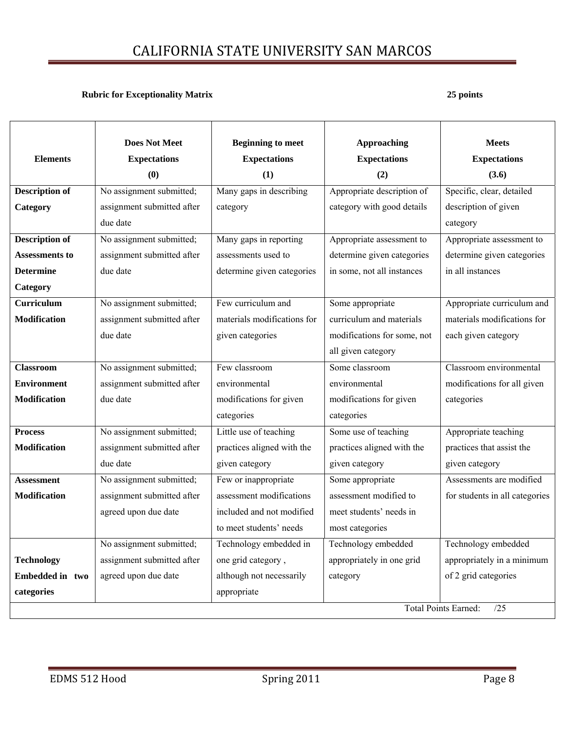**Rubric for Exceptionality Matrix** **25 points**

| Elements | Does Not Meet Expectations (0) | Beginning to meet Expectations (1) | Approaching Expectations (2) | Meets Expectations (3.6) |
|---|---|---|---|---|
| **Description of Category** | No assignment submitted; assignment submitted after due date | Many gaps in describing category | Appropriate description of category with good details | Specific, clear, detailed description of given category |
| **Description of Assessments to Determine Category** | No assignment submitted; assignment submitted after due date | Many gaps in reporting assessments used to determine given categories | Appropriate assessment to determine given categories in some, not all instances | Appropriate assessment to determine given categories in all instances |
| **Curriculum Modification** | No assignment submitted; assignment submitted after due date | Few curriculum and materials modifications for given categories | Some appropriate curriculum and materials modifications for some, not all given category | Appropriate curriculum and materials modifications for each given category |
| **Classroom Environment Modification** | No assignment submitted; assignment submitted after due date | Few classroom environmental modifications for given categories | Some classroom environmental modifications for given categories | Classroom environmental modifications for all given categories |
| **Process Modification** | No assignment submitted; assignment submitted after due date | Little use of teaching practices aligned with the given category | Some use of teaching practices aligned with the given category | Appropriate teaching practices that assist the given category |
| **Assessment Modification** | No assignment submitted; assignment submitted after agreed upon due date | Few or inappropriate assessment modifications included and not modified to meet students' needs | Some appropriate assessment modified to meet students' needs in most categories | Assessments are modified for students in all categories |
| **Technology Embedded in two categories** | No assignment submitted; assignment submitted after agreed upon due date | Technology embedded in one grid category , although not necessarily appropriate | Technology embedded appropriately in one grid category | Technology embedded appropriately in a minimum of 2 grid categories |
| | | | | Total Points Earned: /25 |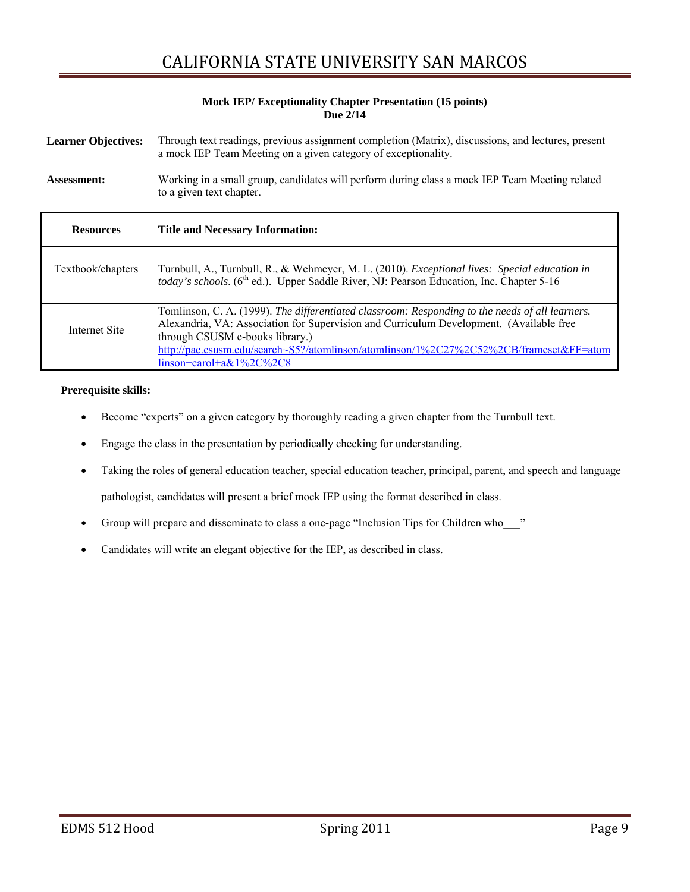**Mock IEP/ Exceptionality Chapter Presentation (15 points)**
**Due 2/14**

**Learner Objectives:** Through text readings, previous assignment completion (Matrix), discussions, and lectures, present a mock IEP Team Meeting on a given category of exceptionality.

**Assessment:** Working in a small group, candidates will perform during class a mock IEP Team Meeting related to a given text chapter.

| Resources | Title and Necessary Information: |
|---|---|
| Textbook/chapters | Turnbull, A., Turnbull, R., & Wehmeyer, M. L. (2010). *Exceptional lives: Special education in today's schools*. (6th ed.). Upper Saddle River, NJ: Pearson Education, Inc. Chapter 5-16 |
| Internet Site | Tomlinson, C. A. (1999). *The differentiated classroom: Responding to the needs of all learners.* Alexandria, VA: Association for Supervision and Curriculum Development. (Available free through CSUSM e-books library.) http://pac.csusm.edu/search~S5?/atomlinson/atomlinson/1%2C27%2C52%2CB/frameset&FF=atomlinson+carol+a&1%2C%2C8 |

**Prerequisite skills:**

- Become "experts" on a given category by thoroughly reading a given chapter from the Turnbull text.
- Engage the class in the presentation by periodically checking for understanding.
- Taking the roles of general education teacher, special education teacher, principal, parent, and speech and language pathologist, candidates will present a brief mock IEP using the format described in class.
- Group will prepare and disseminate to class a one-page "Inclusion Tips for Children who___"
- Candidates will write an elegant objective for the IEP, as described in class.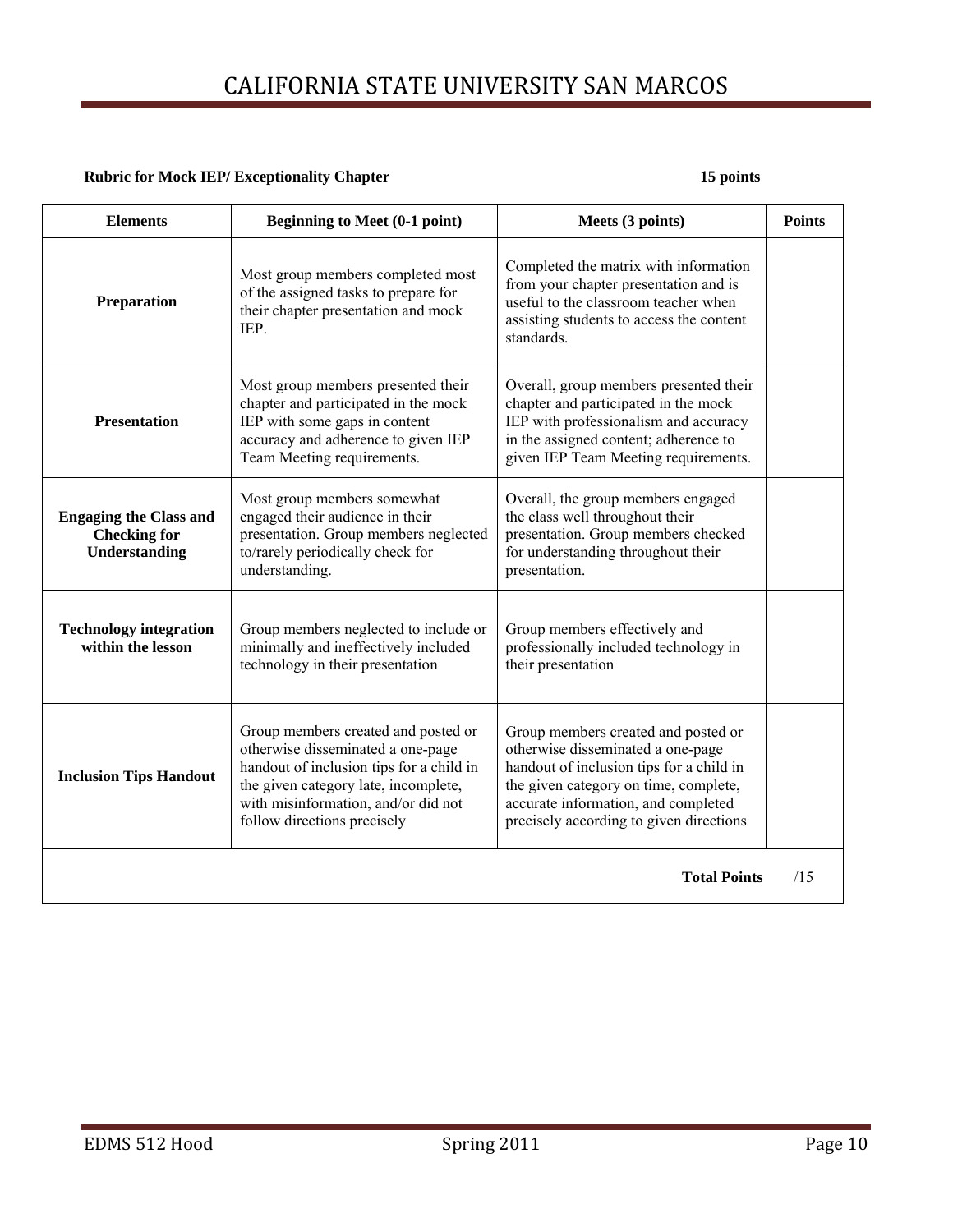**Rubric for Mock IEP/ Exceptionality Chapter** **15 points**

| Elements | Beginning to Meet (0-1 point) | Meets (3 points) | Points |
|---|---|---|---|
| **Preparation** | Most group members completed most of the assigned tasks to prepare for their chapter presentation and mock IEP. | Completed the matrix with information from your chapter presentation and is useful to the classroom teacher when assisting students to access the content standards. | |
| **Presentation** | Most group members presented their chapter and participated in the mock IEP with some gaps in content accuracy and adherence to given IEP Team Meeting requirements. | Overall, group members presented their chapter and participated in the mock IEP with professionalism and accuracy in the assigned content; adherence to given IEP Team Meeting requirements. | |
| **Engaging the Class and Checking for Understanding** | Most group members somewhat engaged their audience in their presentation. Group members neglected to/rarely periodically check for understanding. | Overall, the group members engaged the class well throughout their presentation. Group members checked for understanding throughout their presentation. | |
| **Technology integration within the lesson** | Group members neglected to include or minimally and ineffectively included technology in their presentation | Group members effectively and professionally included technology in their presentation | |
| **Inclusion Tips Handout** | Group members created and posted or otherwise disseminated a one-page handout of inclusion tips for a child in the given category late, incomplete, with misinformation, and/or did not follow directions precisely | Group members created and posted or otherwise disseminated a one-page handout of inclusion tips for a child in the given category on time, complete, accurate information, and completed precisely according to given directions | |
| | | **Total Points** | /15 |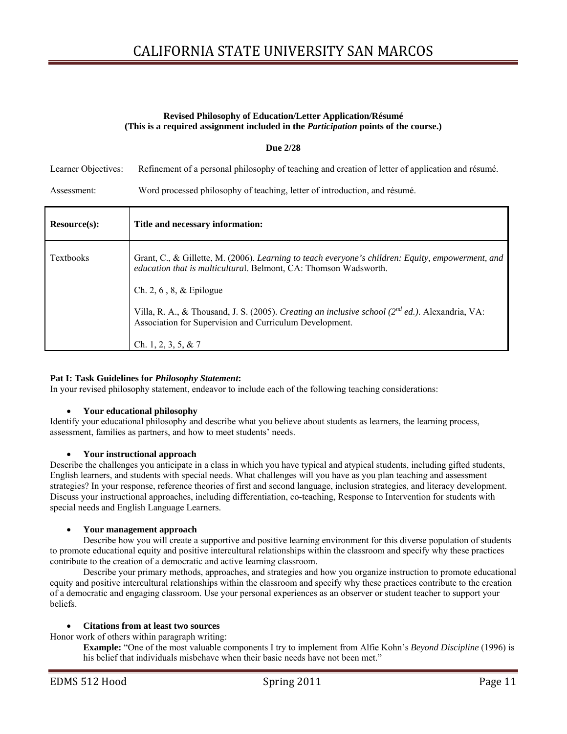**Revised Philosophy of Education/Letter Application/Résumé**
**(This is a required assignment included in the *Participation* points of the course.)**

**Due 2/28**

Learner Objectives: Refinement of a personal philosophy of teaching and creation of letter of application and résumé.

Assessment: Word processed philosophy of teaching, letter of introduction, and résumé.

| Resource(s): | Title and necessary information: |
|---|---|
| Textbooks | Grant, C., & Gillette, M. (2006). *Learning to teach everyone's children: Equity, empowerment, and education that is multicultura*l. Belmont, CA: Thomson Wadsworth.<br><br>Ch. 2, 6 , 8, & Epilogue<br><br>Villa, R. A., & Thousand, J. S. (2005). *Creating an inclusive school (2nd ed.)*. Alexandria, VA: Association for Supervision and Curriculum Development.<br><br>Ch. 1, 2, 3, 5, & 7 |

**Pat I: Task Guidelines for *Philosophy Statement*:**

In your revised philosophy statement, endeavor to include each of the following teaching considerations:

- **Your educational philosophy**

Identify your educational philosophy and describe what you believe about students as learners, the learning process, assessment, families as partners, and how to meet students' needs.

- **Your instructional approach**

Describe the challenges you anticipate in a class in which you have typical and atypical students, including gifted students, English learners, and students with special needs. What challenges will you have as you plan teaching and assessment strategies? In your response, reference theories of first and second language, inclusion strategies, and literacy development. Discuss your instructional approaches, including differentiation, co-teaching, Response to Intervention for students with special needs and English Language Learners.

- **Your management approach**

Describe how you will create a supportive and positive learning environment for this diverse population of students to promote educational equity and positive intercultural relationships within the classroom and specify why these practices contribute to the creation of a democratic and active learning classroom.

Describe your primary methods, approaches, and strategies and how you organize instruction to promote educational equity and positive intercultural relationships within the classroom and specify why these practices contribute to the creation of a democratic and engaging classroom. Use your personal experiences as an observer or student teacher to support your beliefs.

- **Citations from at least two sources**

Honor work of others within paragraph writing:

**Example:** "One of the most valuable components I try to implement from Alfie Kohn's *Beyond Discipline* (1996) is his belief that individuals misbehave when their basic needs have not been met."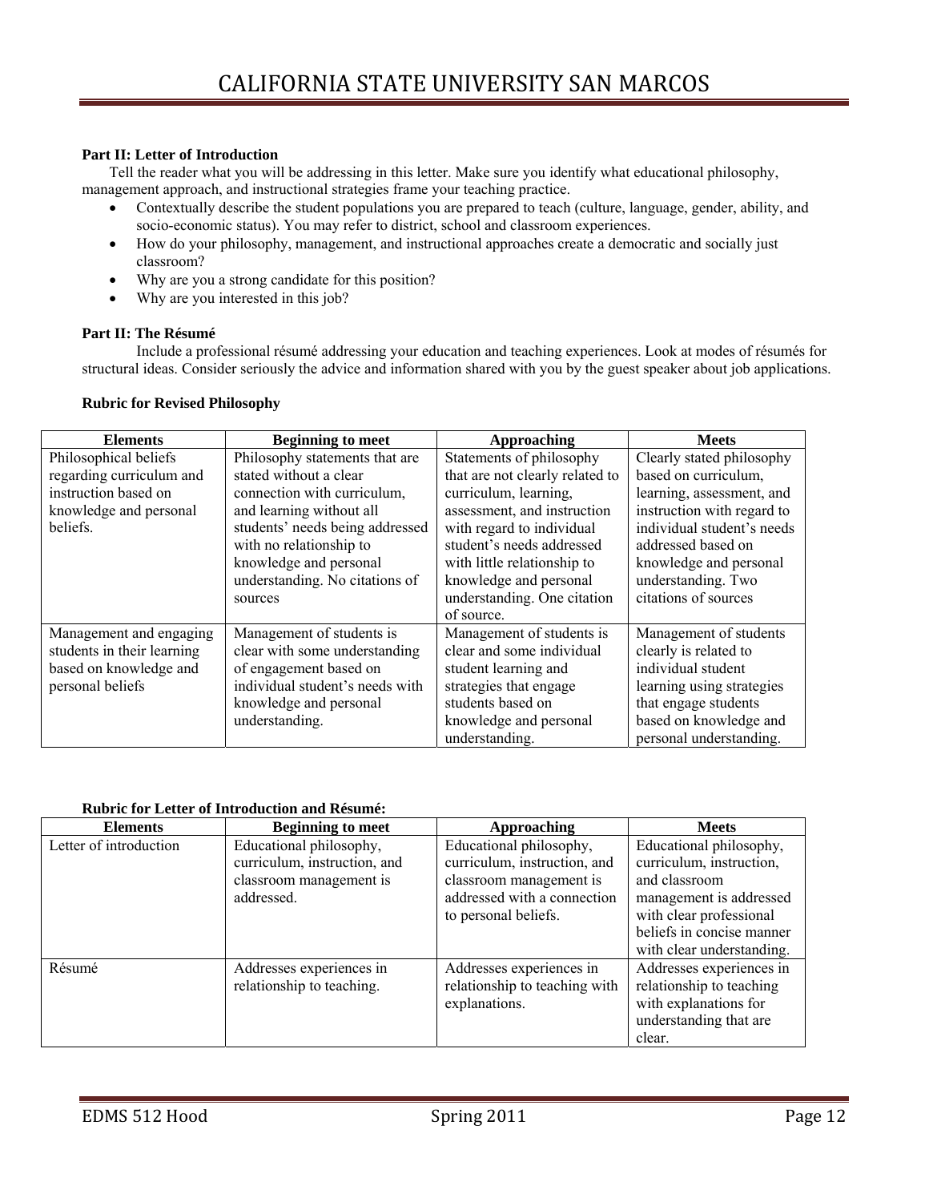**Part II: Letter of Introduction**

Tell the reader what you will be addressing in this letter. Make sure you identify what educational philosophy, management approach, and instructional strategies frame your teaching practice.

- Contextually describe the student populations you are prepared to teach (culture, language, gender, ability, and socio-economic status). You may refer to district, school and classroom experiences.
- How do your philosophy, management, and instructional approaches create a democratic and socially just classroom?
- Why are you a strong candidate for this position?
- Why are you interested in this job?

**Part II: The Résumé**

Include a professional résumé addressing your education and teaching experiences. Look at modes of résumés for structural ideas. Consider seriously the advice and information shared with you by the guest speaker about job applications.

**Rubric for Revised Philosophy**

| Elements | Beginning to meet | Approaching | Meets |
|---|---|---|---|
| Philosophical beliefs regarding curriculum and instruction based on knowledge and personal beliefs. | Philosophy statements that are stated without a clear connection with curriculum, and learning without all students' needs being addressed with no relationship to knowledge and personal understanding. No citations of sources | Statements of philosophy that are not clearly related to curriculum, learning, assessment, and instruction with regard to individual student's needs addressed with little relationship to knowledge and personal understanding. One citation of source. | Clearly stated philosophy based on curriculum, learning, assessment, and instruction with regard to individual student's needs addressed based on knowledge and personal understanding. Two citations of sources |
| Management and engaging students in their learning based on knowledge and personal beliefs | Management of students is clear with some understanding of engagement based on individual student's needs with knowledge and personal understanding. | Management of students is clear and some individual student learning and strategies that engage students based on knowledge and personal understanding. | Management of students clearly is related to individual student learning using strategies that engage students based on knowledge and personal understanding. |

**Rubric for Letter of Introduction and Résumé:**

| Elements | Beginning to meet | Approaching | Meets |
|---|---|---|---|
| Letter of introduction | Educational philosophy, curriculum, instruction, and classroom management is addressed. | Educational philosophy, curriculum, instruction, and classroom management is addressed with a connection to personal beliefs. | Educational philosophy, curriculum, instruction, and classroom management is addressed with clear professional beliefs in concise manner with clear understanding. |
| Résumé | Addresses experiences in relationship to teaching. | Addresses experiences in relationship to teaching with explanations. | Addresses experiences in relationship to teaching with explanations for understanding that are clear. |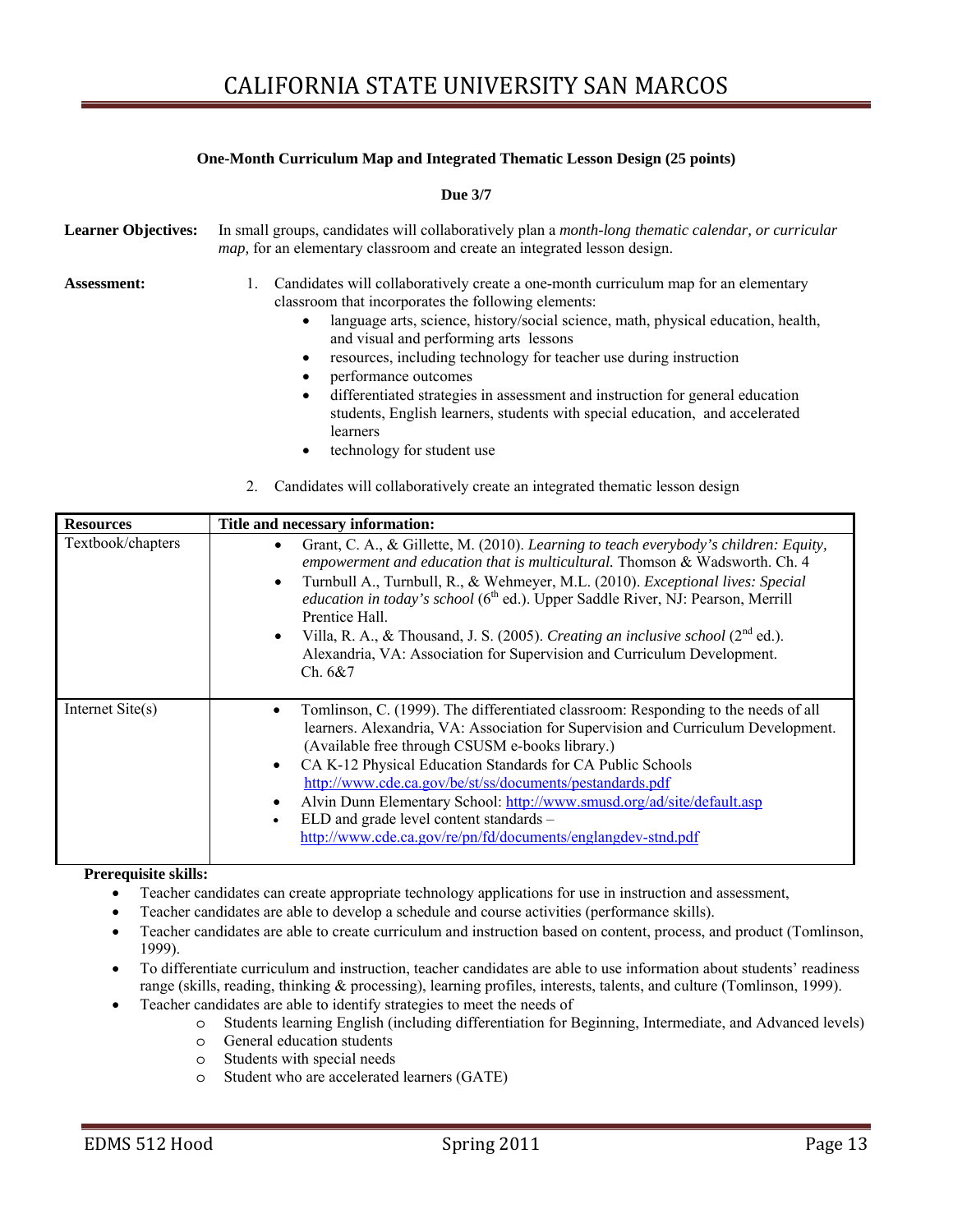**One-Month Curriculum Map and Integrated Thematic Lesson Design (25 points)**

**Due 3/7**

**Learner Objectives:** In small groups, candidates will collaboratively plan a *month-long thematic calendar, or curricular map,* for an elementary classroom and create an integrated lesson design.

**Assessment:**

1. Candidates will collaboratively create a one-month curriculum map for an elementary classroom that incorporates the following elements:
   - language arts, science, history/social science, math, physical education, health, and visual and performing arts lessons
   - resources, including technology for teacher use during instruction
   - performance outcomes
   - differentiated strategies in assessment and instruction for general education students, English learners, students with special education, and accelerated learners
   - technology for student use
2. Candidates will collaboratively create an integrated thematic lesson design

| Resources | Title and necessary information: |
|---|---|
| Textbook/chapters | • Grant, C. A., & Gillette, M. (2010). *Learning to teach everybody's children: Equity, empowerment and education that is multicultural.* Thomson & Wadsworth. Ch. 4<br>• Turnbull A., Turnbull, R., & Wehmeyer, M.L. (2010). *Exceptional lives: Special education in today's school* (6th ed.). Upper Saddle River, NJ: Pearson, Merrill Prentice Hall.<br>• Villa, R. A., & Thousand, J. S. (2005). *Creating an inclusive school* (2nd ed.). Alexandria, VA: Association for Supervision and Curriculum Development. Ch. 6&7 |
| Internet Site(s) | • Tomlinson, C. (1999). The differentiated classroom: Responding to the needs of all learners. Alexandria, VA: Association for Supervision and Curriculum Development. (Available free through CSUSM e-books library.)<br>• CA K-12 Physical Education Standards for CA Public Schools http://www.cde.ca.gov/be/st/ss/documents/pestandards.pdf<br>• Alvin Dunn Elementary School: http://www.smusd.org/ad/site/default.asp<br>• ELD and grade level content standards – http://www.cde.ca.gov/re/pn/fd/documents/englangdev-stnd.pdf |

**Prerequisite skills:**

- Teacher candidates can create appropriate technology applications for use in instruction and assessment,
- Teacher candidates are able to develop a schedule and course activities (performance skills).
- Teacher candidates are able to create curriculum and instruction based on content, process, and product (Tomlinson, 1999).
- To differentiate curriculum and instruction, teacher candidates are able to use information about students' readiness range (skills, reading, thinking & processing), learning profiles, interests, talents, and culture (Tomlinson, 1999).
- Teacher candidates are able to identify strategies to meet the needs of
  - Students learning English (including differentiation for Beginning, Intermediate, and Advanced levels)
  - General education students
  - Students with special needs
  - Student who are accelerated learners (GATE)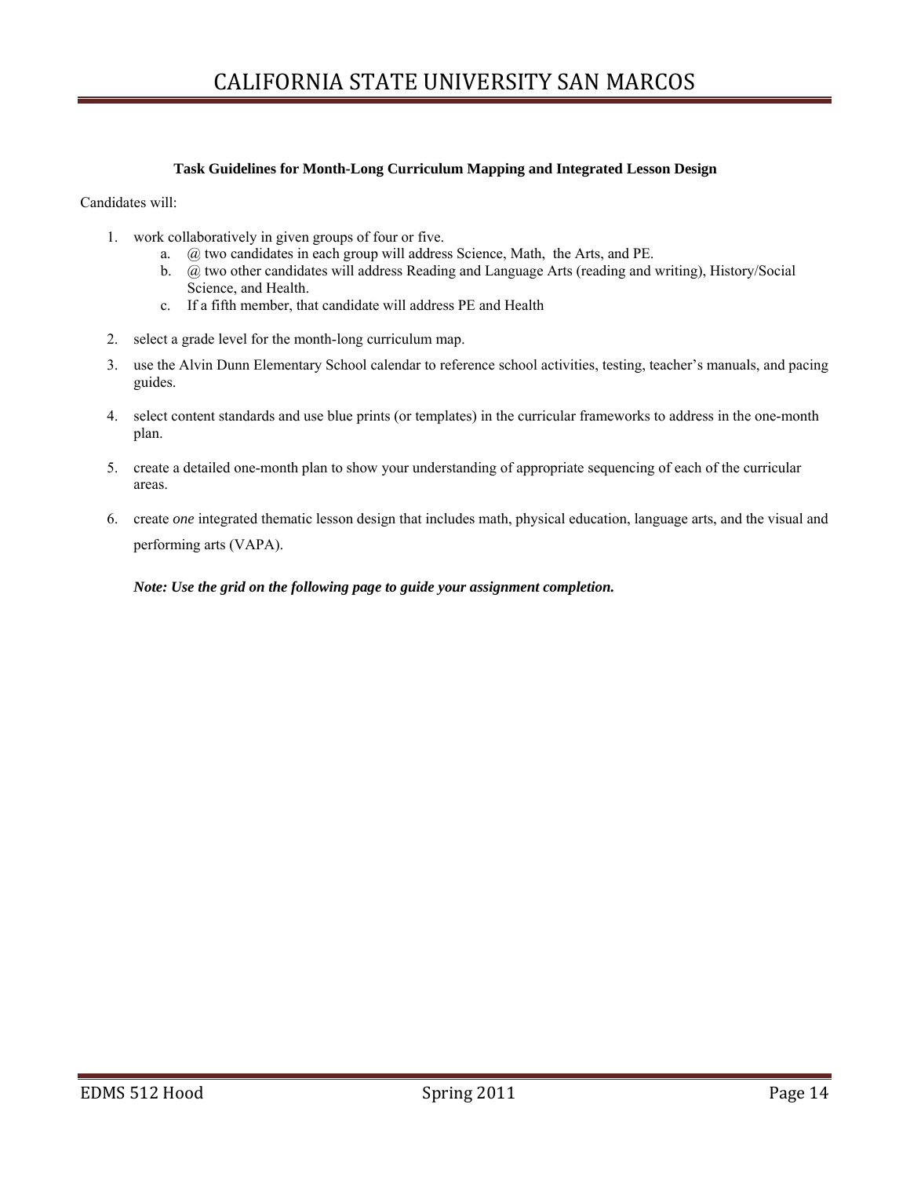### Task Guidelines for Month-Long Curriculum Mapping and Integrated Lesson Design

Candidates will:

1. work collaboratively in given groups of four or five.
   a. @ two candidates in each group will address Science, Math, the Arts, and PE.
   b. @ two other candidates will address Reading and Language Arts (reading and writing), History/Social Science, and Health.
   c. If a fifth member, that candidate will address PE and Health

2. select a grade level for the month-long curriculum map.

3. use the Alvin Dunn Elementary School calendar to reference school activities, testing, teacher's manuals, and pacing guides.

4. select content standards and use blue prints (or templates) in the curricular frameworks to address in the one-month plan.

5. create a detailed one-month plan to show your understanding of appropriate sequencing of each of the curricular areas.

6. create *one* integrated thematic lesson design that includes math, physical education, language arts, and the visual and performing arts (VAPA).

***Note: Use the grid on the following page to guide your assignment completion.***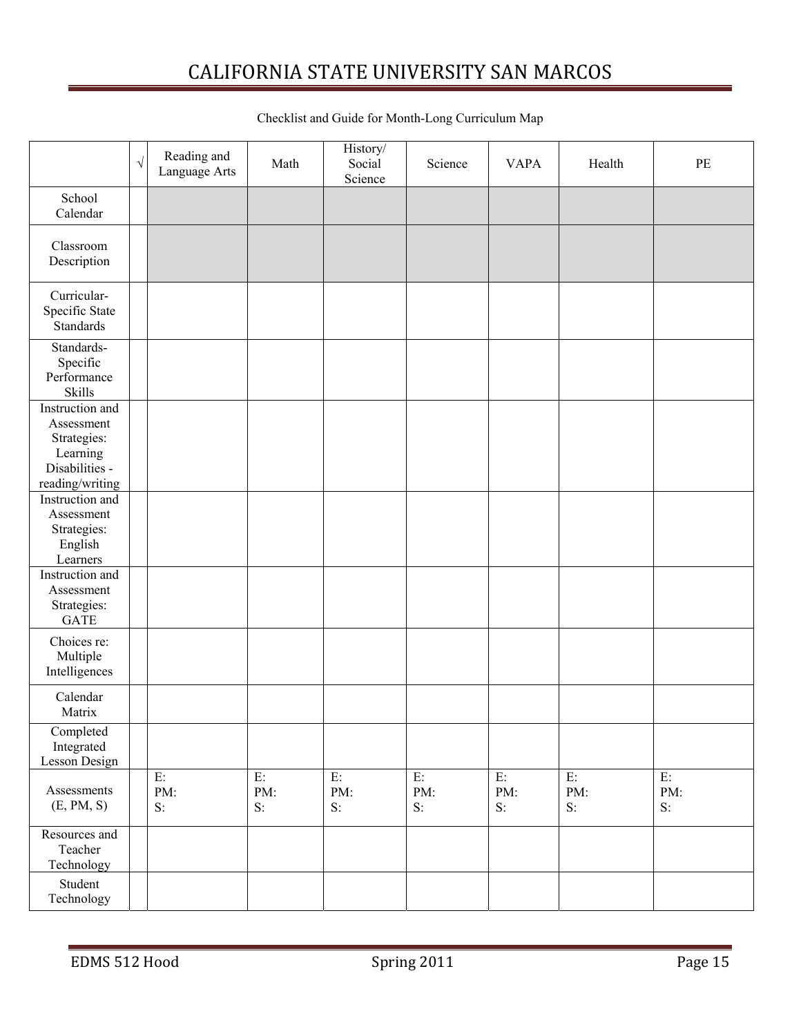Checklist and Guide for Month-Long Curriculum Map

| | √ | Reading and Language Arts | Math | History/ Social Science | Science | VAPA | Health | PE |
|---|---|---|---|---|---|---|---|---|
| School Calendar | | | | | | | | |
| Classroom Description | | | | | | | | |
| Curricular-Specific State Standards | | | | | | | | |
| Standards-Specific Performance Skills | | | | | | | | |
| Instruction and Assessment Strategies: Learning Disabilities - reading/writing | | | | | | | | |
| Instruction and Assessment Strategies: English Learners | | | | | | | | |
| Instruction and Assessment Strategies: GATE | | | | | | | | |
| Choices re: Multiple Intelligences | | | | | | | | |
| Calendar Matrix | | | | | | | | |
| Completed Integrated Lesson Design | | | | | | | | |
| Assessments (E, PM, S) | | E:<br>PM:<br>S: | E:<br>PM:<br>S: | E:<br>PM:<br>S: | E:<br>PM:<br>S: | E:<br>PM:<br>S: | E:<br>PM:<br>S: | E:<br>PM:<br>S: |
| Resources and Teacher Technology | | | | | | | | |
| Student Technology | | | | | | | | |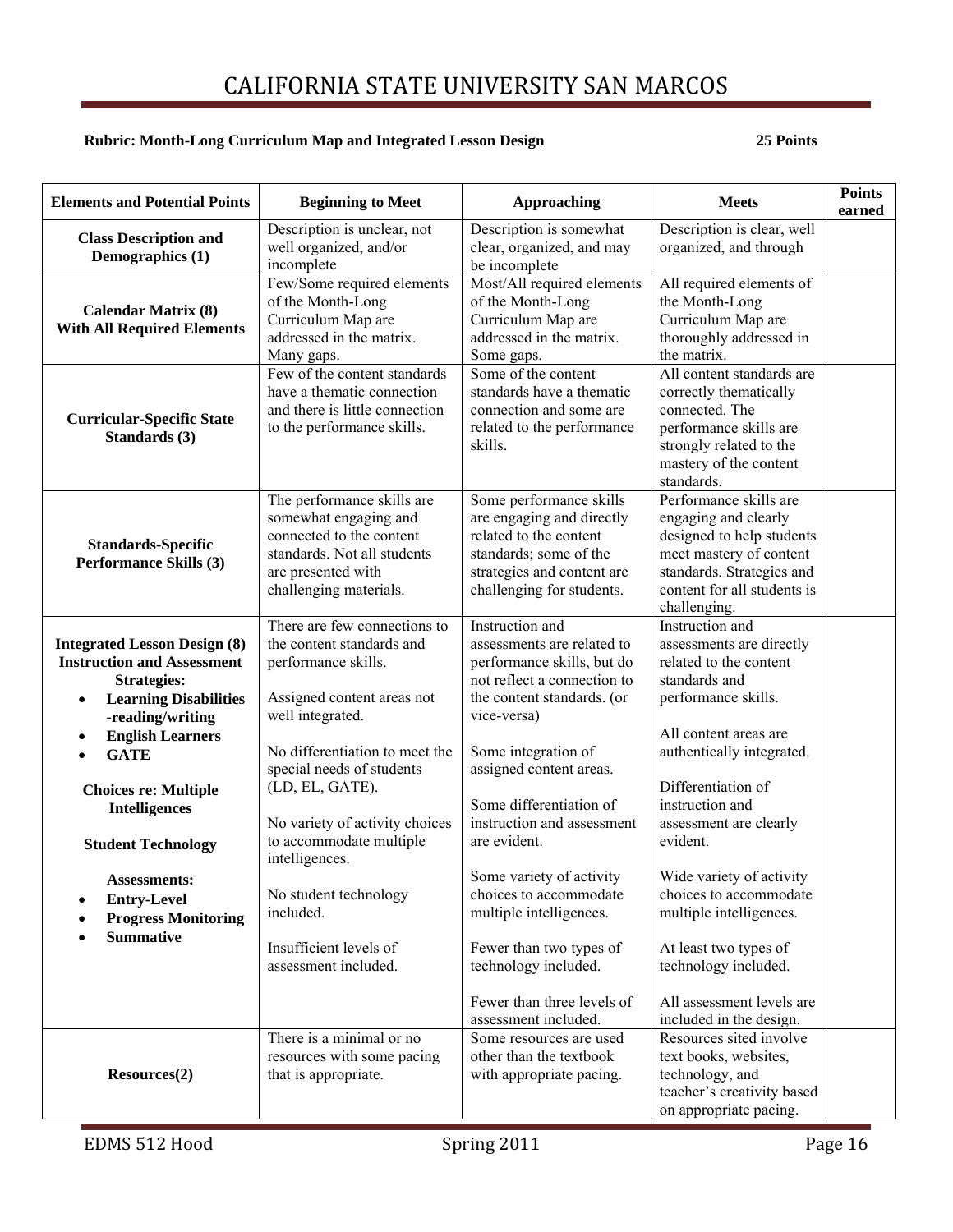# CALIFORNIA STATE UNIVERSITY SAN MARCOS

**Rubric: Month-Long Curriculum Map and Integrated Lesson Design** **25 Points**

| Elements and Potential Points | Beginning to Meet | Approaching | Meets | Points earned |
|---|---|---|---|---|
| **Class Description and Demographics (1)** | Description is unclear, not well organized, and/or incomplete | Description is somewhat clear, organized, and may be incomplete | Description is clear, well organized, and through | |
| **Calendar Matrix (8) With All Required Elements** | Few/Some required elements of the Month-Long Curriculum Map are addressed in the matrix. Many gaps. | Most/All required elements of the Month-Long Curriculum Map are addressed in the matrix. Some gaps. | All required elements of the Month-Long Curriculum Map are thoroughly addressed in the matrix. | |
| **Curricular-Specific State Standards (3)** | Few of the content standards have a thematic connection and there is little connection to the performance skills. | Some of the content standards have a thematic connection and some are related to the performance skills. | All content standards are correctly thematically connected. The performance skills are strongly related to the mastery of the content standards. | |
| **Standards-Specific Performance Skills (3)** | The performance skills are somewhat engaging and connected to the content standards. Not all students are presented with challenging materials. | Some performance skills are engaging and directly related to the content standards; some of the strategies and content are challenging for students. | Performance skills are engaging and clearly designed to help students meet mastery of content standards. Strategies and content for all students is challenging. | |
| **Integrated Lesson Design (8) Instruction and Assessment Strategies:**<br>• **Learning Disabilities -reading/writing**<br>• **English Learners**<br>• **GATE**<br><br>**Choices re: Multiple Intelligences**<br><br>**Student Technology**<br><br>**Assessments:**<br>• **Entry-Level**<br>• **Progress Monitoring**<br>• **Summative** | There are few connections to the content standards and performance skills.<br><br>Assigned content areas not well integrated.<br><br>No differentiation to meet the special needs of students (LD, EL, GATE).<br><br>No variety of activity choices to accommodate multiple intelligences.<br><br>No student technology included.<br><br>Insufficient levels of assessment included. | Instruction and assessments are related to performance skills, but do not reflect a connection to the content standards. (or vice-versa)<br><br>Some integration of assigned content areas.<br><br>Some differentiation of instruction and assessment are evident.<br><br>Some variety of activity choices to accommodate multiple intelligences.<br><br>Fewer than two types of technology included.<br><br>Fewer than three levels of assessment included. | Instruction and assessments are directly related to the content standards and performance skills.<br><br>All content areas are authentically integrated.<br><br>Differentiation of instruction and assessment are clearly evident.<br><br>Wide variety of activity choices to accommodate multiple intelligences.<br><br>At least two types of technology included.<br><br>All assessment levels are included in the design. | |
| **Resources(2)** | There is a minimal or no resources with some pacing that is appropriate. | Some resources are used other than the textbook with appropriate pacing. | Resources sited involve text books, websites, technology, and teacher's creativity based on appropriate pacing. | |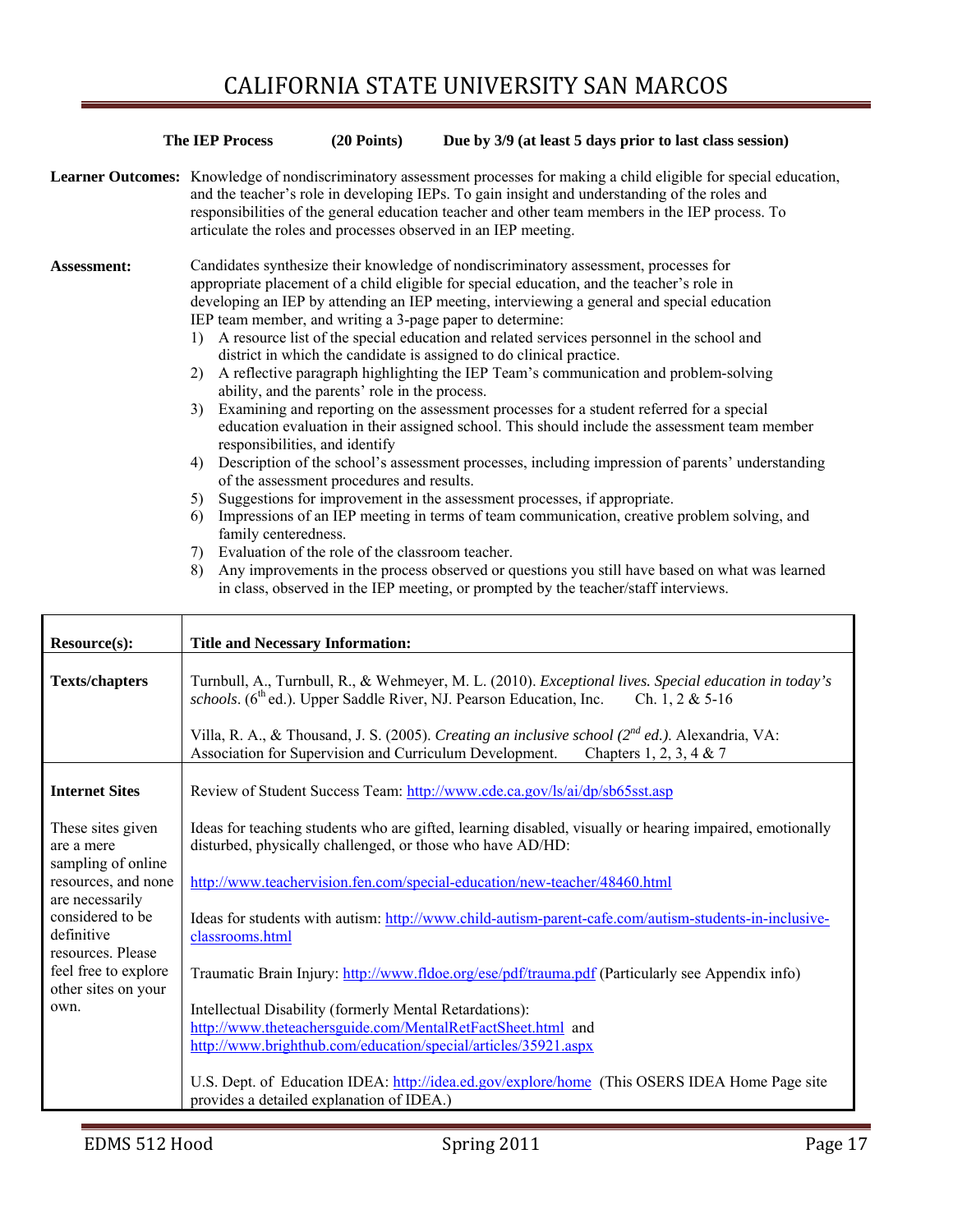**The IEP Process (20 Points) Due by 3/9 (at least 5 days prior to last class session)**

**Learner Outcomes:** Knowledge of nondiscriminatory assessment processes for making a child eligible for special education, and the teacher's role in developing IEPs. To gain insight and understanding of the roles and responsibilities of the general education teacher and other team members in the IEP process. To articulate the roles and processes observed in an IEP meeting.

**Assessment:** Candidates synthesize their knowledge of nondiscriminatory assessment, processes for appropriate placement of a child eligible for special education, and the teacher's role in developing an IEP by attending an IEP meeting, interviewing a general and special education IEP team member, and writing a 3-page paper to determine:

1) A resource list of the special education and related services personnel in the school and district in which the candidate is assigned to do clinical practice.
2) A reflective paragraph highlighting the IEP Team's communication and problem-solving ability, and the parents' role in the process.
3) Examining and reporting on the assessment processes for a student referred for a special education evaluation in their assigned school. This should include the assessment team member responsibilities, and identify
4) Description of the school's assessment processes, including impression of parents' understanding of the assessment procedures and results.
5) Suggestions for improvement in the assessment processes, if appropriate.
6) Impressions of an IEP meeting in terms of team communication, creative problem solving, and family centeredness.
7) Evaluation of the role of the classroom teacher.
8) Any improvements in the process observed or questions you still have based on what was learned in class, observed in the IEP meeting, or prompted by the teacher/staff interviews.

| **Resource(s):** | **Title and Necessary Information:** |
|---|---|
| **Texts/chapters** | Turnbull, A., Turnbull, R., & Wehmeyer, M. L. (2010). *Exceptional lives. Special education in today's schools*. (6th ed.). Upper Saddle River, NJ. Pearson Education, Inc. Ch. 1, 2 & 5-16<br><br>Villa, R. A., & Thousand, J. S. (2005). *Creating an inclusive school (2nd ed.).* Alexandria, VA: Association for Supervision and Curriculum Development. Chapters 1, 2, 3, 4 & 7 |
| **Internet Sites**<br><br>These sites given are a mere sampling of online resources, and none are necessarily considered to be definitive resources. Please feel free to explore other sites on your own. | Review of Student Success Team: http://www.cde.ca.gov/ls/ai/dp/sb65sst.asp<br><br>Ideas for teaching students who are gifted, learning disabled, visually or hearing impaired, emotionally disturbed, physically challenged, or those who have AD/HD:<br><br>http://www.teachervision.fen.com/special-education/new-teacher/48460.html<br><br>Ideas for students with autism: http://www.child-autism-parent-cafe.com/autism-students-in-inclusive-classrooms.html<br><br>Traumatic Brain Injury: http://www.fldoe.org/ese/pdf/trauma.pdf (Particularly see Appendix info)<br><br>Intellectual Disability (formerly Mental Retardations):<br>http://www.theteachersguide.com/MentalRetFactSheet.html and<br>http://www.brighthub.com/education/special/articles/35921.aspx<br><br>U.S. Dept. of Education IDEA: http://idea.ed.gov/explore/home (This OSERS IDEA Home Page site provides a detailed explanation of IDEA.) |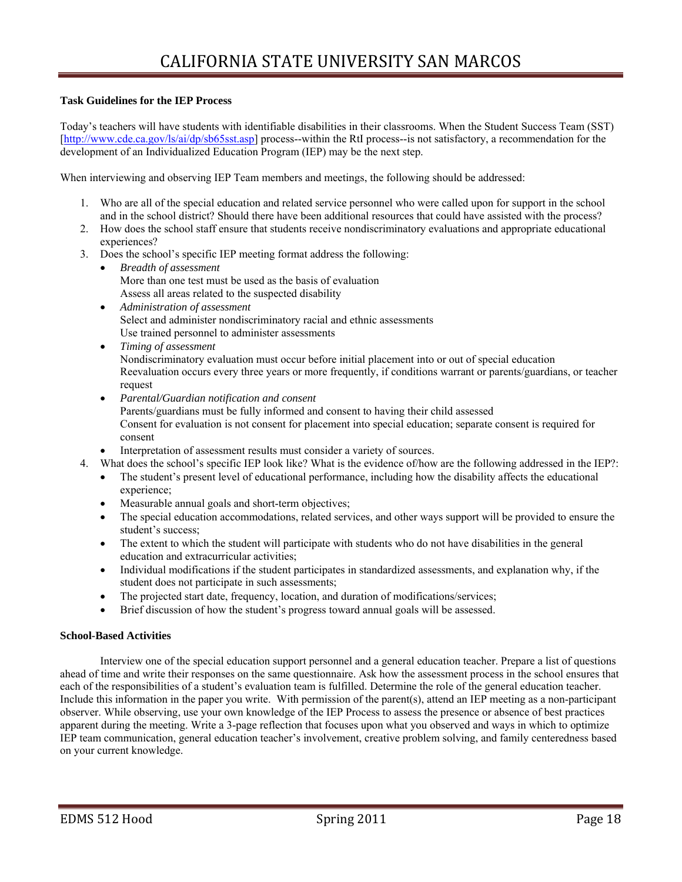**Task Guidelines for the IEP Process**

Today's teachers will have students with identifiable disabilities in their classrooms. When the Student Success Team (SST) [http://www.cde.ca.gov/ls/ai/dp/sb65sst.asp] process--within the RtI process--is not satisfactory, a recommendation for the development of an Individualized Education Program (IEP) may be the next step.

When interviewing and observing IEP Team members and meetings, the following should be addressed:

1. Who are all of the special education and related service personnel who were called upon for support in the school and in the school district? Should there have been additional resources that could have assisted with the process?
2. How does the school staff ensure that students receive nondiscriminatory evaluations and appropriate educational experiences?
3. Does the school's specific IEP meeting format address the following:
   - *Breadth of assessment*
     More than one test must be used as the basis of evaluation
     Assess all areas related to the suspected disability
   - *Administration of assessment*
     Select and administer nondiscriminatory racial and ethnic assessments
     Use trained personnel to administer assessments
   - *Timing of assessment*
     Nondiscriminatory evaluation must occur before initial placement into or out of special education
     Reevaluation occurs every three years or more frequently, if conditions warrant or parents/guardians, or teacher request
   - *Parental/Guardian notification and consent*
     Parents/guardians must be fully informed and consent to having their child assessed
     Consent for evaluation is not consent for placement into special education; separate consent is required for consent
   - Interpretation of assessment results must consider a variety of sources.
4. What does the school's specific IEP look like? What is the evidence of/how are the following addressed in the IEP?:
   - The student's present level of educational performance, including how the disability affects the educational experience;
   - Measurable annual goals and short-term objectives;
   - The special education accommodations, related services, and other ways support will be provided to ensure the student's success;
   - The extent to which the student will participate with students who do not have disabilities in the general education and extracurricular activities;
   - Individual modifications if the student participates in standardized assessments, and explanation why, if the student does not participate in such assessments;
   - The projected start date, frequency, location, and duration of modifications/services;
   - Brief discussion of how the student's progress toward annual goals will be assessed.

**School-Based Activities**

Interview one of the special education support personnel and a general education teacher. Prepare a list of questions ahead of time and write their responses on the same questionnaire. Ask how the assessment process in the school ensures that each of the responsibilities of a student's evaluation team is fulfilled. Determine the role of the general education teacher. Include this information in the paper you write. With permission of the parent(s), attend an IEP meeting as a non-participant observer. While observing, use your own knowledge of the IEP Process to assess the presence or absence of best practices apparent during the meeting. Write a 3-page reflection that focuses upon what you observed and ways in which to optimize IEP team communication, general education teacher's involvement, creative problem solving, and family centeredness based on your current knowledge.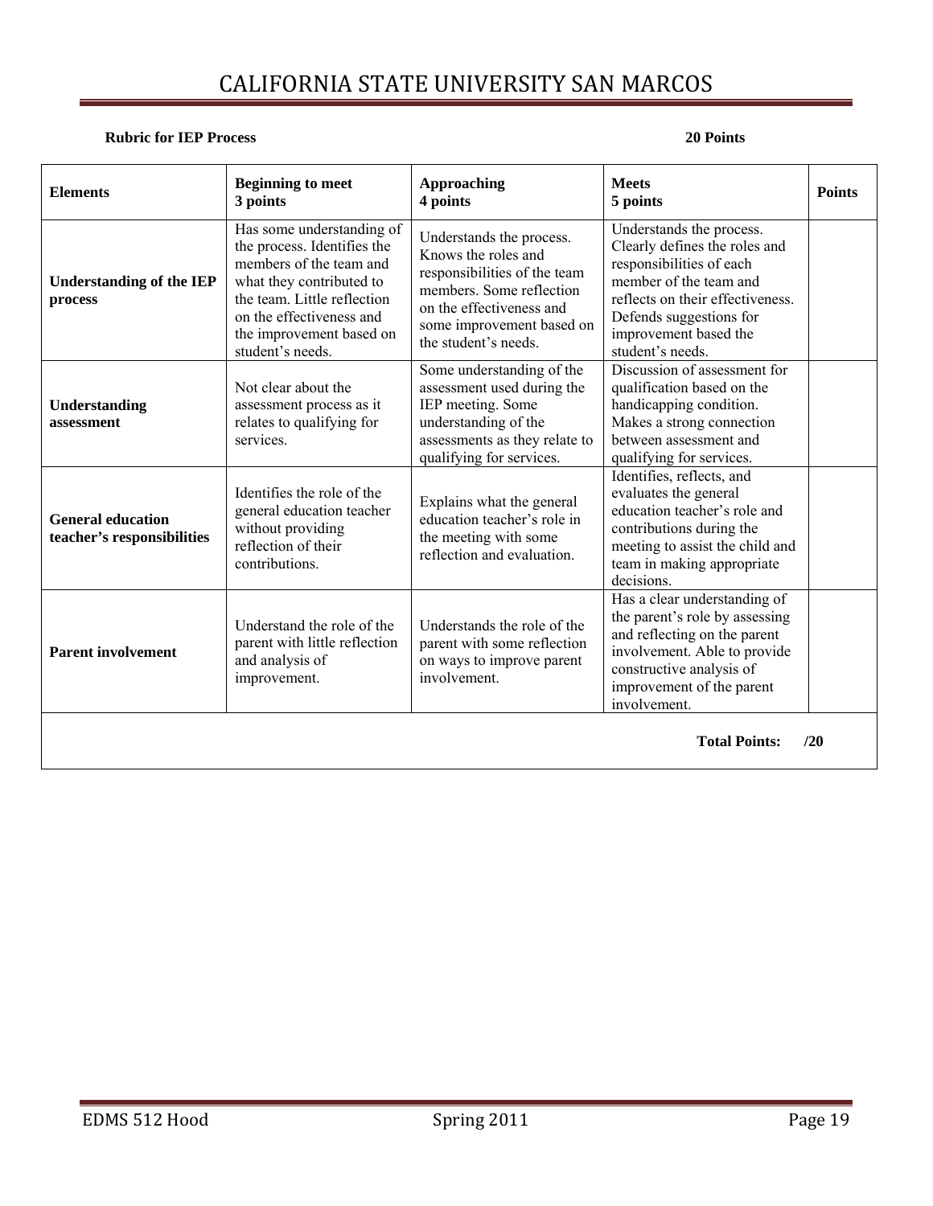**Rubric for IEP Process** **20 Points**

| Elements | Beginning to meet<br>3 points | Approaching<br>4 points | Meets<br>5 points | Points |
|---|---|---|---|---|
| **Understanding of the IEP process** | Has some understanding of the process. Identifies the members of the team and what they contributed to the team. Little reflection on the effectiveness and the improvement based on student's needs. | Understands the process. Knows the roles and responsibilities of the team members. Some reflection on the effectiveness and some improvement based on the student's needs. | Understands the process. Clearly defines the roles and responsibilities of each member of the team and reflects on their effectiveness. Defends suggestions for improvement based the student's needs. | |
| **Understanding assessment** | Not clear about the assessment process as it relates to qualifying for services. | Some understanding of the assessment used during the IEP meeting. Some understanding of the assessments as they relate to qualifying for services. | Discussion of assessment for qualification based on the handicapping condition. Makes a strong connection between assessment and qualifying for services. | |
| **General education teacher's responsibilities** | Identifies the role of the general education teacher without providing reflection of their contributions. | Explains what the general education teacher's role in the meeting with some reflection and evaluation. | Identifies, reflects, and evaluates the general education teacher's role and contributions during the meeting to assist the child and team in making appropriate decisions. | |
| **Parent involvement** | Understand the role of the parent with little reflection and analysis of improvement. | Understands the role of the parent with some reflection on ways to improve parent involvement. | Has a clear understanding of the parent's role by assessing and reflecting on the parent involvement. Able to provide constructive analysis of improvement of the parent involvement. | |
| | | | **Total Points:** | **/20** |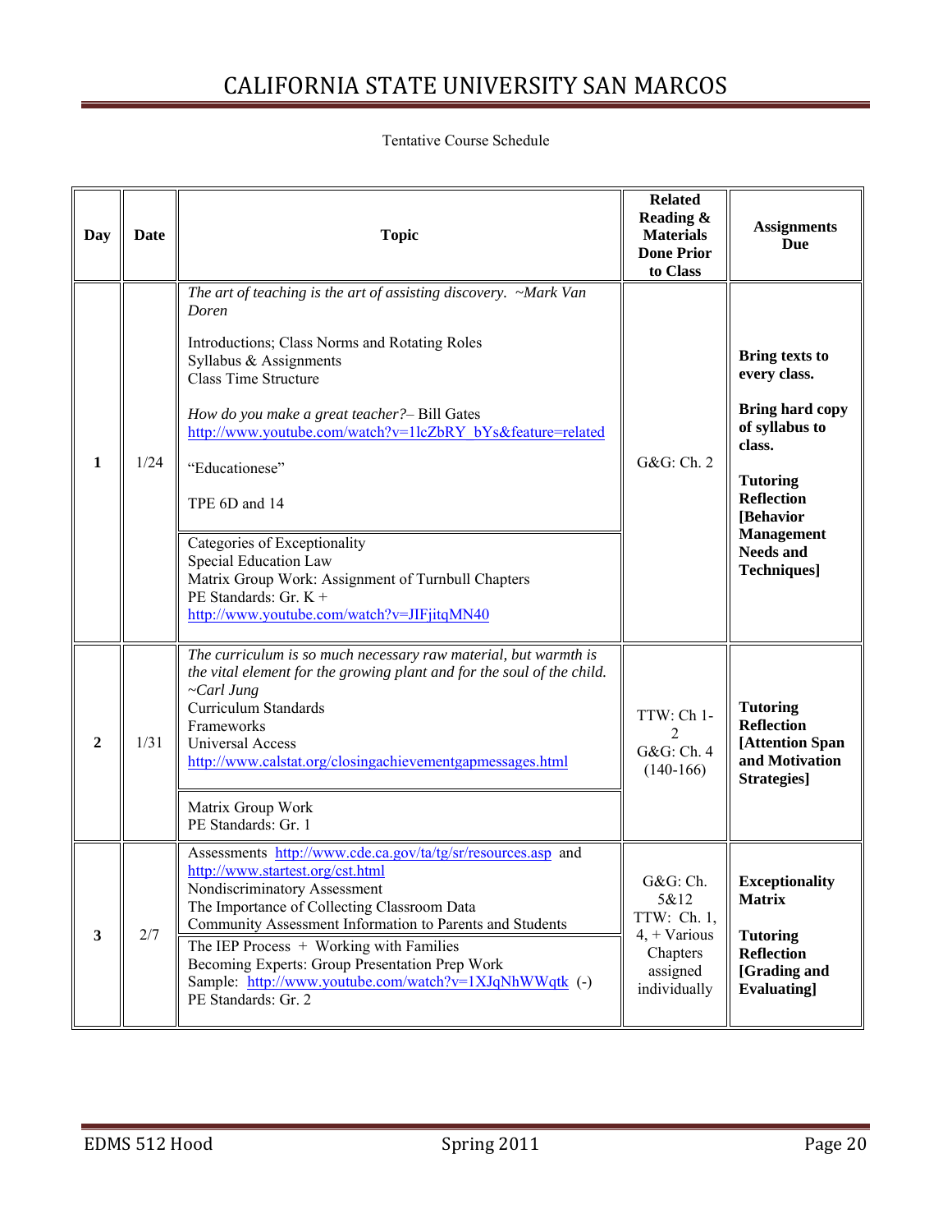Tentative Course Schedule

| Day | Date | Topic | Related Reading & Materials Done Prior to Class | Assignments Due |
|---|---|---|---|---|
| **1** | 1/24 | *The art of teaching is the art of assisting discovery. ~Mark Van Doren*<br><br>Introductions; Class Norms and Rotating Roles<br>Syllabus & Assignments<br>Class Time Structure<br><br>*How do you make a great teacher?*– Bill Gates<br>http://www.youtube.com/watch?v=1lcZbRY_bYs&feature=related<br><br>"Educationese"<br><br>TPE 6D and 14<br><br>Categories of Exceptionality<br>Special Education Law<br>Matrix Group Work: Assignment of Turnbull Chapters<br>PE Standards: Gr. K +<br>http://www.youtube.com/watch?v=JIFjitqMN40 | G&G: Ch. 2 | **Bring texts to every class.**<br><br>**Bring hard copy of syllabus to class.**<br><br>**Tutoring Reflection [Behavior Management Needs and Techniques]** |
| **2** | 1/31 | *The curriculum is so much necessary raw material, but warmth is the vital element for the growing plant and for the soul of the child. ~Carl Jung*<br>Curriculum Standards<br>Frameworks<br>Universal Access<br>http://www.calstat.org/closingachievementgapmessages.html<br><br>Matrix Group Work<br>PE Standards: Gr. 1 | TTW: Ch 1-2<br>G&G: Ch. 4 (140-166) | **Tutoring Reflection [Attention Span and Motivation Strategies]** |
| **3** | 2/7 | Assessments http://www.cde.ca.gov/ta/tg/sr/resources.asp and http://www.startest.org/cst.html<br>Nondiscriminatory Assessment<br>The Importance of Collecting Classroom Data<br>Community Assessment Information to Parents and Students<br><br>The IEP Process + Working with Families<br>Becoming Experts: Group Presentation Prep Work<br>Sample: http://www.youtube.com/watch?v=1XJqNhWWqtk (-)<br>PE Standards: Gr. 2 | G&G: Ch. 5&12<br>TTW: Ch. 1, 4, + Various Chapters assigned individually | **Exceptionality Matrix**<br><br>**Tutoring Reflection [Grading and Evaluating]** |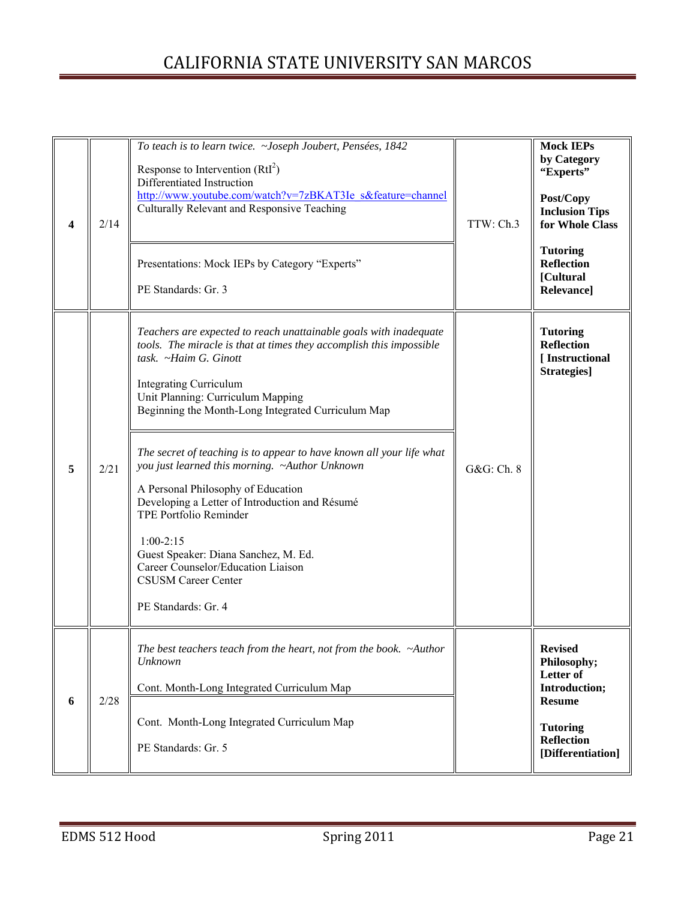| | | | | |
|---|---|---|---|---|
| **4** | 2/14 | *To teach is to learn twice. ~Joseph Joubert, Pensées, 1842*<br><br>Response to Intervention (RtI$^2$)<br>Differentiated Instruction<br>http://www.youtube.com/watch?v=7zBKAT3Ie_s&feature=channel<br>Culturally Relevant and Responsive Teaching<br><br>Presentations: Mock IEPs by Category "Experts"<br><br>PE Standards: Gr. 3 | TTW: Ch.3 | **Mock IEPs by Category "Experts"**<br><br>**Post/Copy Inclusion Tips for Whole Class**<br><br>**Tutoring Reflection [Cultural Relevance]** |
| **5** | 2/21 | *Teachers are expected to reach unattainable goals with inadequate tools. The miracle is that at times they accomplish this impossible task. ~Haim G. Ginott*<br><br>Integrating Curriculum<br>Unit Planning: Curriculum Mapping<br>Beginning the Month-Long Integrated Curriculum Map<br><br>*The secret of teaching is to appear to have known all your life what you just learned this morning. ~Author Unknown*<br><br>A Personal Philosophy of Education<br>Developing a Letter of Introduction and Résumé<br>TPE Portfolio Reminder<br><br>1:00-2:15<br>Guest Speaker: Diana Sanchez, M. Ed.<br>Career Counselor/Education Liaison<br>CSUSM Career Center<br><br>PE Standards: Gr. 4 | G&G: Ch. 8 | **Tutoring Reflection [ Instructional Strategies]** |
| **6** | 2/28 | *The best teachers teach from the heart, not from the book. ~Author Unknown*<br><br>Cont. Month-Long Integrated Curriculum Map<br><br>Cont. Month-Long Integrated Curriculum Map<br><br>PE Standards: Gr. 5 | | **Revised Philosophy; Letter of Introduction; Resume**<br><br>**Tutoring Reflection [Differentiation]** |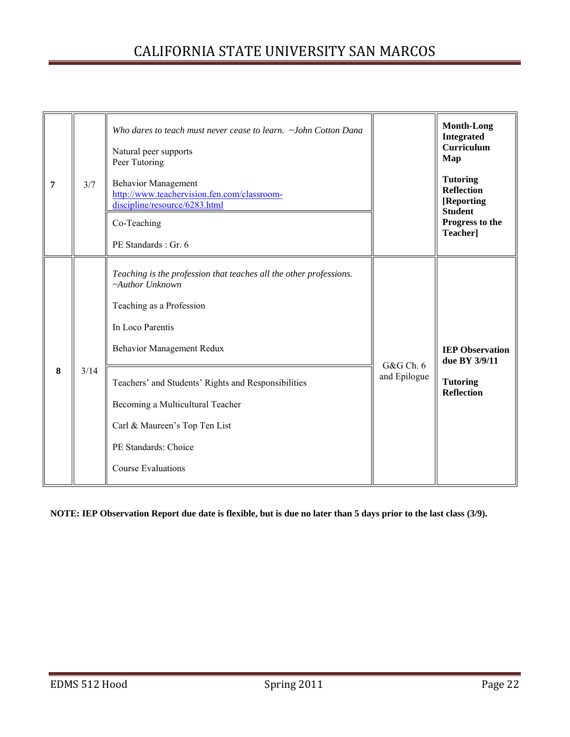| | | | | |
|---|---|---|---|---|
| **7** | 3/7 | *Who dares to teach must never cease to learn. ~John Cotton Dana*<br><br>Natural peer supports<br>Peer Tutoring<br><br>Behavior Management<br>http://www.teachervision.fen.com/classroom-discipline/resource/6283.html<br><br>Co-Teaching<br><br>PE Standards : Gr. 6 | | **Month-Long Integrated Curriculum Map**<br><br>**Tutoring Reflection [Reporting Student Progress to the Teacher]** |
| **8** | 3/14 | *Teaching is the profession that teaches all the other professions. ~Author Unknown*<br><br>Teaching as a Profession<br><br>In Loco Parentis<br><br>Behavior Management Redux<br><br>Teachers' and Students' Rights and Responsibilities<br><br>Becoming a Multicultural Teacher<br><br>Carl & Maureen's Top Ten List<br><br>PE Standards: Choice<br><br>Course Evaluations | G&G Ch. 6 and Epilogue | **IEP Observation due BY 3/9/11**<br><br>**Tutoring Reflection** |

**NOTE: IEP Observation Report due date is flexible, but is due no later than 5 days prior to the last class (3/9).**